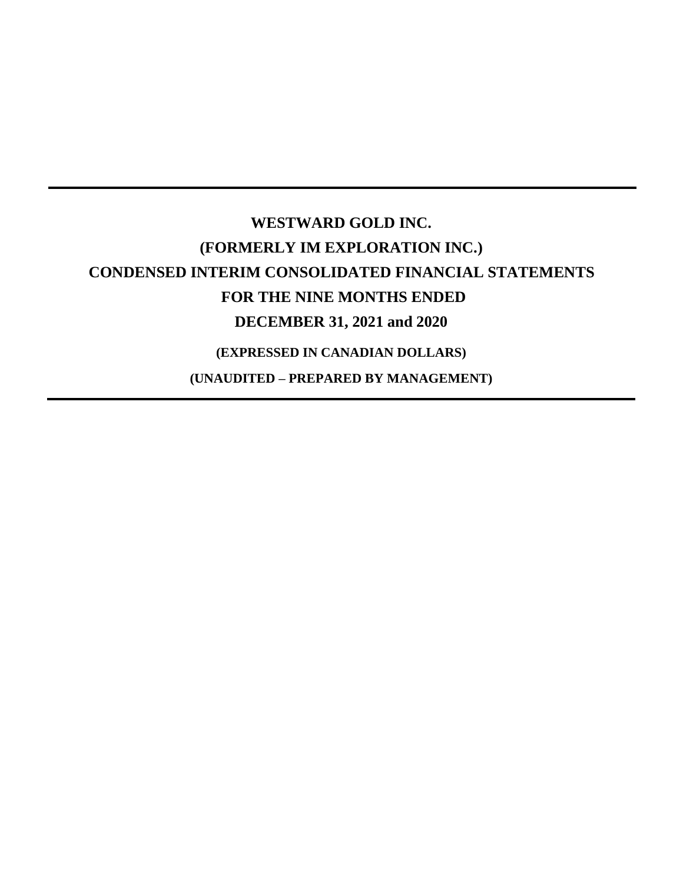# WESTWARD GOLD INC.

# (FORMERLY IM EXPLORATION INC.)

# CONDENSED INTERIM CONSOLIDATED FINANCIAL STATEMENTS

# FOR THE NINE MONTHS ENDED

# DECEMBER 31, 2021 and 2020

**(EXPRESSED IN CANADIAN DOLLARS)**

**(UNAUDITED – PREPARED BY MANAGEMENT)**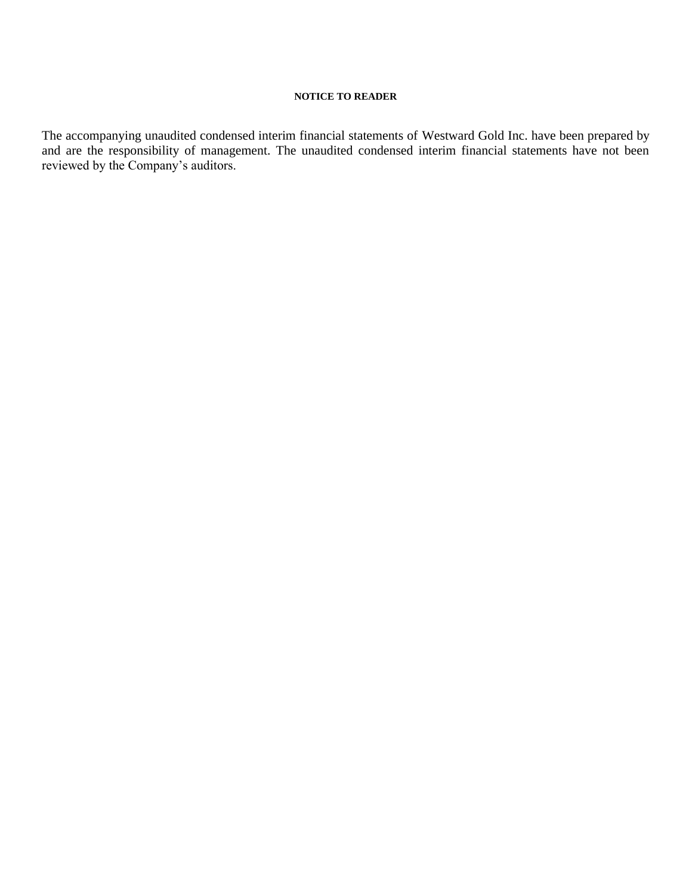**NOTICE TO READER**

The accompanying unaudited condensed interim financial statements of Westward Gold Inc. have been prepared by and are the responsibility of management. The unaudited condensed interim financial statements have not been reviewed by the Company's auditors.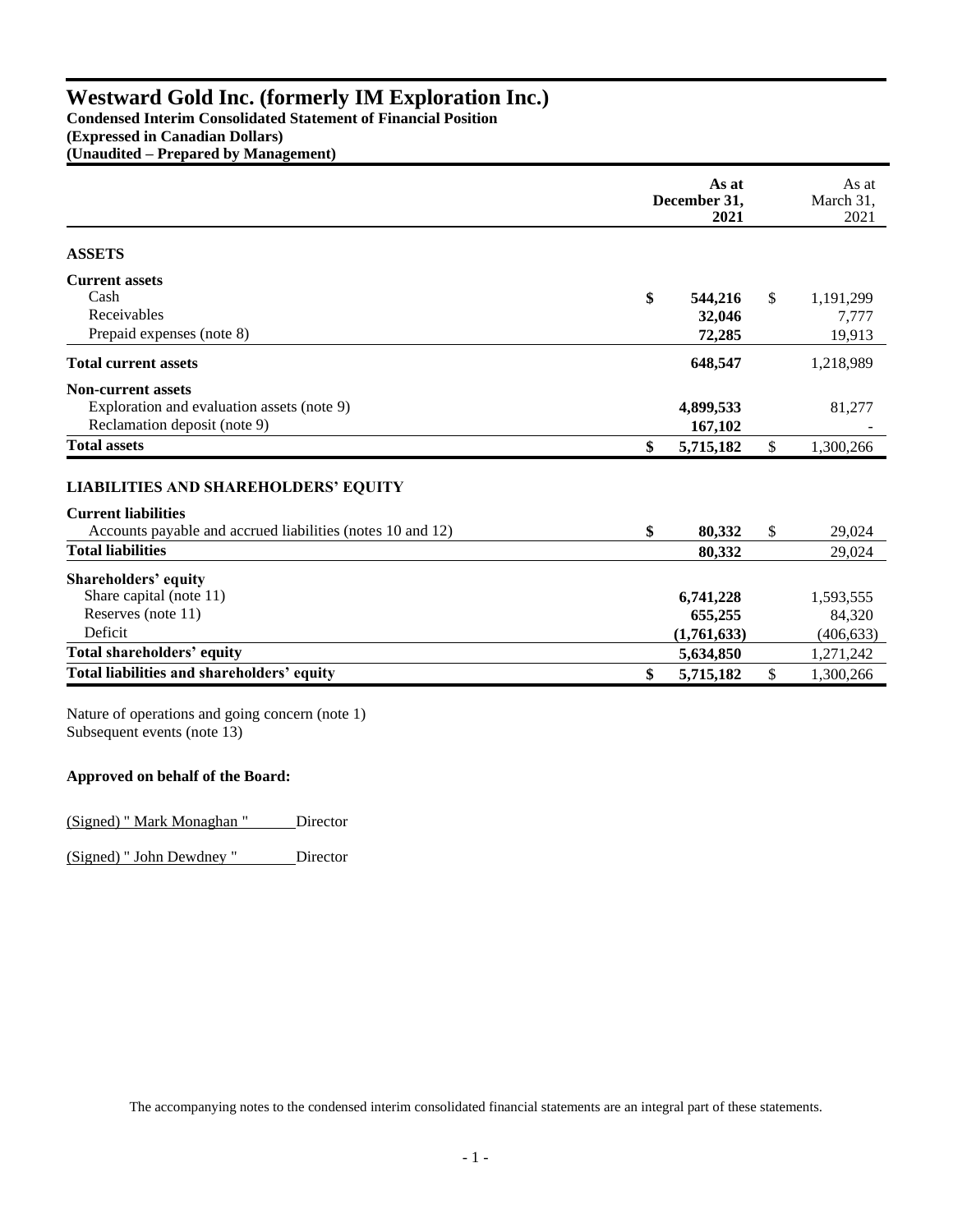# Westward Gold Inc. (formerly IM Exploration Inc.)

**Condensed Interim Consolidated Statement of Financial Position**
**(Expressed in Canadian Dollars)**
**(Unaudited – Prepared by Management)**

| | **As at December 31, 2021** | As at March 31, 2021 |
|---|---|---|
| **ASSETS** | | |
| **Current assets** | | |
| Cash | **$ 544,216** | $ 1,191,299 |
| Receivables | **32,046** | 7,777 |
| Prepaid expenses (note 8) | **72,285** | 19,913 |
| **Total current assets** | **648,547** | 1,218,989 |
| **Non-current assets** | | |
| Exploration and evaluation assets (note 9) | **4,899,533** | 81,277 |
| Reclamation deposit (note 9) | **167,102** | - |
| **Total assets** | **$ 5,715,182** | $ 1,300,266 |
| **LIABILITIES AND SHAREHOLDERS' EQUITY** | | |
| **Current liabilities** | | |
| Accounts payable and accrued liabilities (notes 10 and 12) | **$ 80,332** | $ 29,024 |
| **Total liabilities** | **80,332** | 29,024 |
| **Shareholders' equity** | | |
| Share capital (note 11) | **6,741,228** | 1,593,555 |
| Reserves (note 11) | **655,255** | 84,320 |
| Deficit | **(1,761,633)** | (406,633) |
| **Total shareholders' equity** | **5,634,850** | 1,271,242 |
| **Total liabilities and shareholders' equity** | **$ 5,715,182** | $ 1,300,266 |

Nature of operations and going concern (note 1)
Subsequent events (note 13)

**Approved on behalf of the Board:**

(Signed) " Mark Monaghan " Director

(Signed) " John Dewdney " Director

The accompanying notes to the condensed interim consolidated financial statements are an integral part of these statements.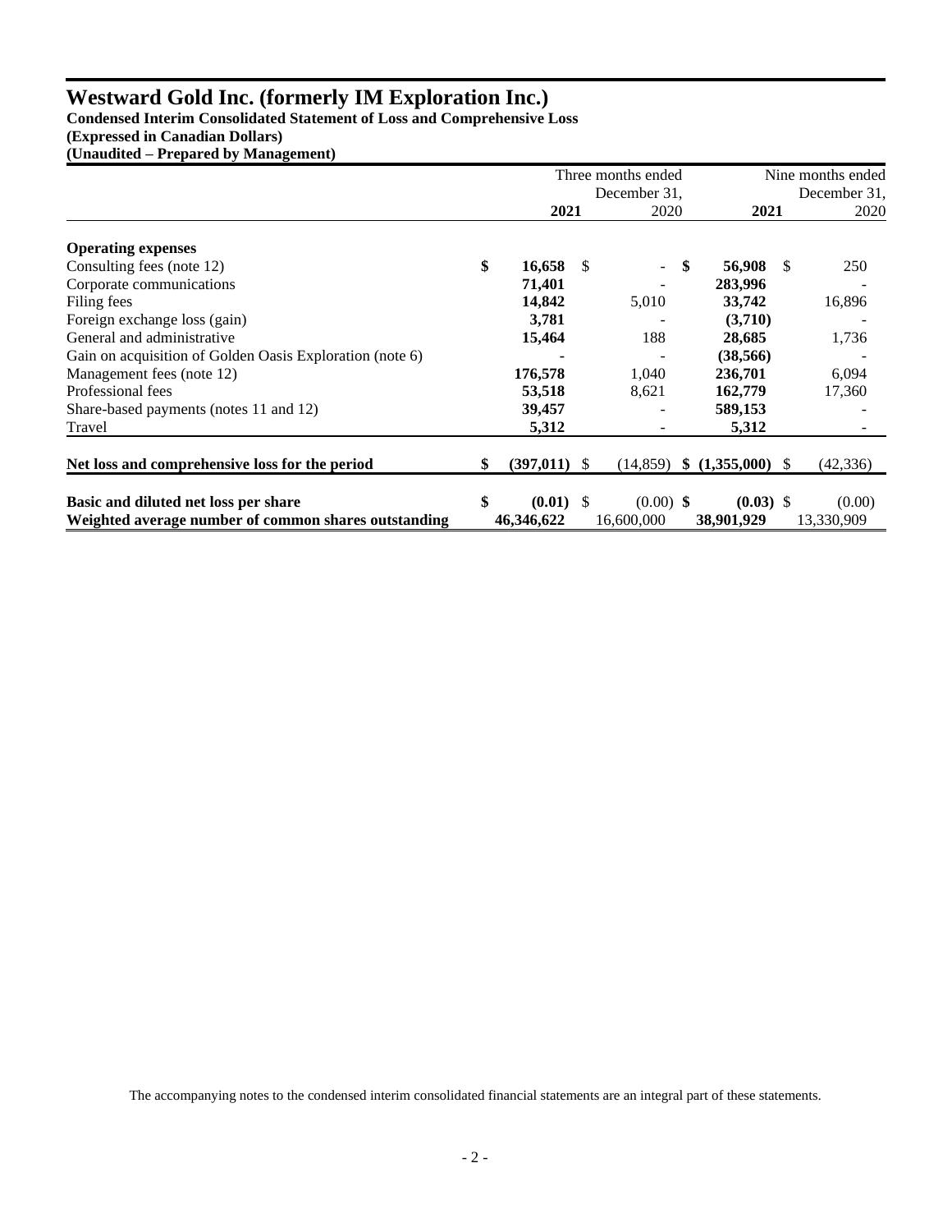# Westward Gold Inc. (formerly IM Exploration Inc.)

**Condensed Interim Consolidated Statement of Loss and Comprehensive Loss**
**(Expressed in Canadian Dollars)**
**(Unaudited – Prepared by Management)**

| | Three months ended December 31, | | Nine months ended December 31, | |
|---|---|---|---|---|
| | **2021** | 2020 | **2021** | 2020 |
| **Operating expenses** | | | | |
| Consulting fees (note 12) | **$ 16,658** | $ - | **$ 56,908** | $ 250 |
| Corporate communications | **71,401** | - | **283,996** | - |
| Filing fees | **14,842** | 5,010 | **33,742** | 16,896 |
| Foreign exchange loss (gain) | **3,781** | - | **(3,710)** | - |
| General and administrative | **15,464** | 188 | **28,685** | 1,736 |
| Gain on acquisition of Golden Oasis Exploration (note 6) | **-** | - | **(38,566)** | - |
| Management fees (note 12) | **176,578** | 1,040 | **236,701** | 6,094 |
| Professional fees | **53,518** | 8,621 | **162,779** | 17,360 |
| Share-based payments (notes 11 and 12) | **39,457** | - | **589,153** | - |
| Travel | **5,312** | - | **5,312** | - |
| **Net loss and comprehensive loss for the period** | **$ (397,011)** | $ (14,859) | **$ (1,355,000)** | $ (42,336) |
| **Basic and diluted net loss per share** | **$ (0.01)** | $ (0.00) | **$ (0.03)** | $ (0.00) |
| **Weighted average number of common shares outstanding** | **46,346,622** | 16,600,000 | **38,901,929** | 13,330,909 |

The accompanying notes to the condensed interim consolidated financial statements are an integral part of these statements.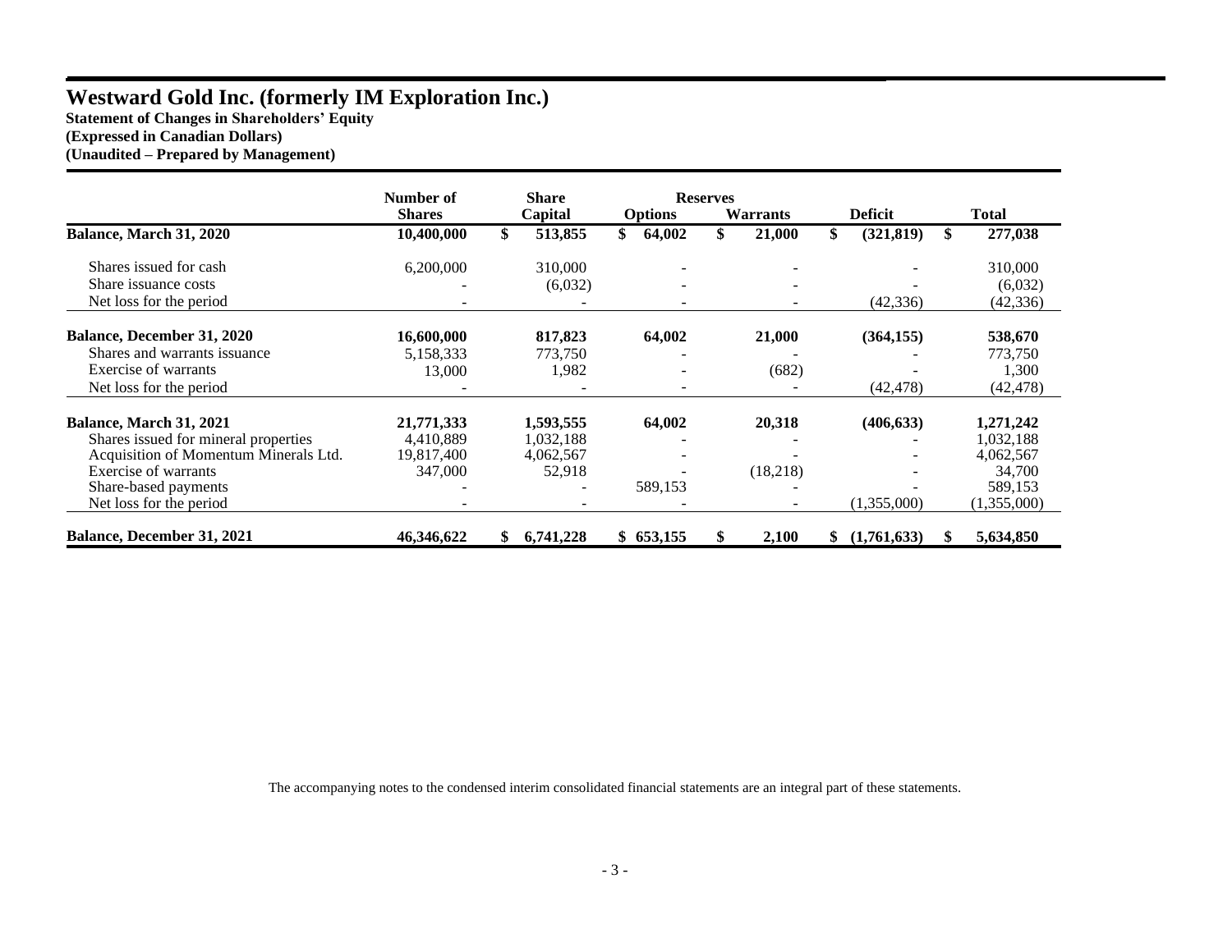# Westward Gold Inc. (formerly IM Exploration Inc.)

**Statement of Changes in Shareholders' Equity**
**(Expressed in Canadian Dollars)**
**(Unaudited – Prepared by Management)**

| | Number of Shares | Share Capital | Reserves Options | Reserves Warrants | Deficit | Total |
|---|---|---|---|---|---|---|
| **Balance, March 31, 2020** | **10,400,000** | **$ 513,855** | **$ 64,002** | **$ 21,000** | **$ (321,819)** | **$ 277,038** |
| Shares issued for cash | 6,200,000 | 310,000 | - | - | - | 310,000 |
| Share issuance costs | - | (6,032) | - | - | - | (6,032) |
| Net loss for the period | - | - | - | - | (42,336) | (42,336) |
| **Balance, December 31, 2020** | **16,600,000** | **817,823** | **64,002** | **21,000** | **(364,155)** | **538,670** |
| Shares and warrants issuance | 5,158,333 | 773,750 | - | - | - | 773,750 |
| Exercise of warrants | 13,000 | 1,982 | - | (682) | - | 1,300 |
| Net loss for the period | - | - | - | - | (42,478) | (42,478) |
| **Balance, March 31, 2021** | **21,771,333** | **1,593,555** | **64,002** | **20,318** | **(406,633)** | **1,271,242** |
| Shares issued for mineral properties | 4,410,889 | 1,032,188 | - | - | - | 1,032,188 |
| Acquisition of Momentum Minerals Ltd. | 19,817,400 | 4,062,567 | - | - | - | 4,062,567 |
| Exercise of warrants | 347,000 | 52,918 | - | (18,218) | - | 34,700 |
| Share-based payments | - | - | 589,153 | - | - | 589,153 |
| Net loss for the period | - | - | - | - | (1,355,000) | (1,355,000) |
| **Balance, December 31, 2021** | **46,346,622** | **$ 6,741,228** | **$ 653,155** | **$ 2,100** | **$ (1,761,633)** | **$ 5,634,850** |

The accompanying notes to the condensed interim consolidated financial statements are an integral part of these statements.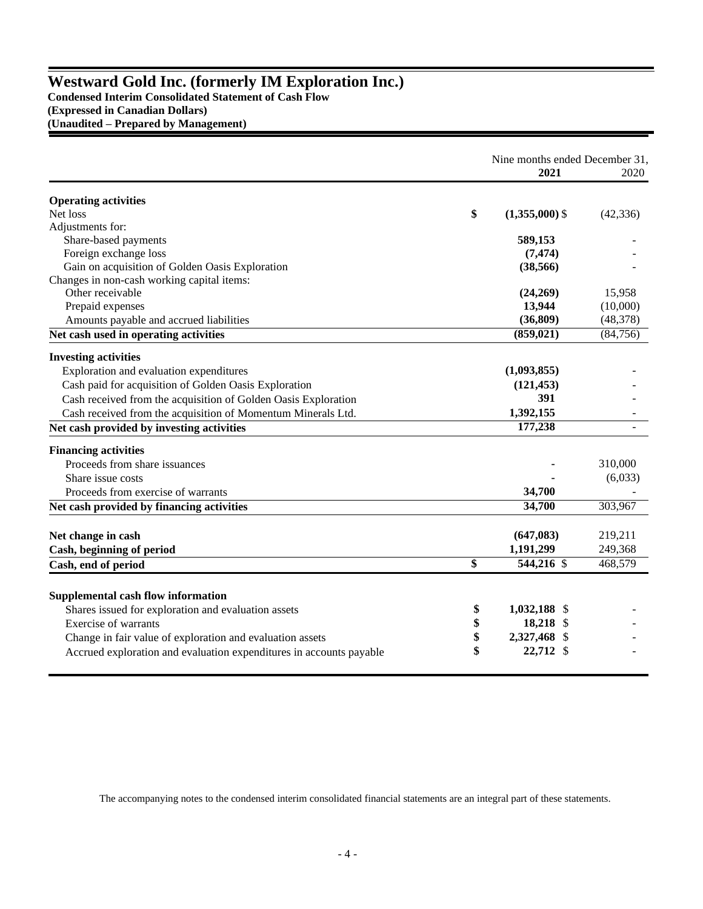# Westward Gold Inc. (formerly IM Exploration Inc.)

**Condensed Interim Consolidated Statement of Cash Flow**
**(Expressed in Canadian Dollars)**
**(Unaudited – Prepared by Management)**

| | Nine months ended December 31, 2021 | 2020 |
|---|---|---|
| **Operating activities** | | |
| Net loss | $ **(1,355,000)** | $ (42,336) |
| Adjustments for: | | |
| Share-based payments | **589,153** | - |
| Foreign exchange loss | **(7,474)** | - |
| Gain on acquisition of Golden Oasis Exploration | **(38,566)** | - |
| Changes in non-cash working capital items: | | |
| Other receivable | **(24,269)** | 15,958 |
| Prepaid expenses | **13,944** | (10,000) |
| Amounts payable and accrued liabilities | **(36,809)** | (48,378) |
| **Net cash used in operating activities** | **(859,021)** | (84,756) |
| **Investing activities** | | |
| Exploration and evaluation expenditures | **(1,093,855)** | - |
| Cash paid for acquisition of Golden Oasis Exploration | **(121,453)** | - |
| Cash received from the acquisition of Golden Oasis Exploration | **391** | - |
| Cash received from the acquisition of Momentum Minerals Ltd. | **1,392,155** | - |
| **Net cash provided by investing activities** | **177,238** | - |
| **Financing activities** | | |
| Proceeds from share issuances | **-** | 310,000 |
| Share issue costs | **-** | (6,033) |
| Proceeds from exercise of warrants | **34,700** | - |
| **Net cash provided by financing activities** | **34,700** | 303,967 |
| **Net change in cash** | **(647,083)** | 219,211 |
| **Cash, beginning of period** | **1,191,299** | 249,368 |
| **Cash, end of period** | $ **544,216** | $ 468,579 |
| **Supplemental cash flow information** | | |
| Shares issued for exploration and evaluation assets | $ **1,032,188** | $ - |
| Exercise of warrants | $ **18,218** | $ - |
| Change in fair value of exploration and evaluation assets | $ **2,327,468** | $ - |
| Accrued exploration and evaluation expenditures in accounts payable | $ **22,712** | $ - |

The accompanying notes to the condensed interim consolidated financial statements are an integral part of these statements.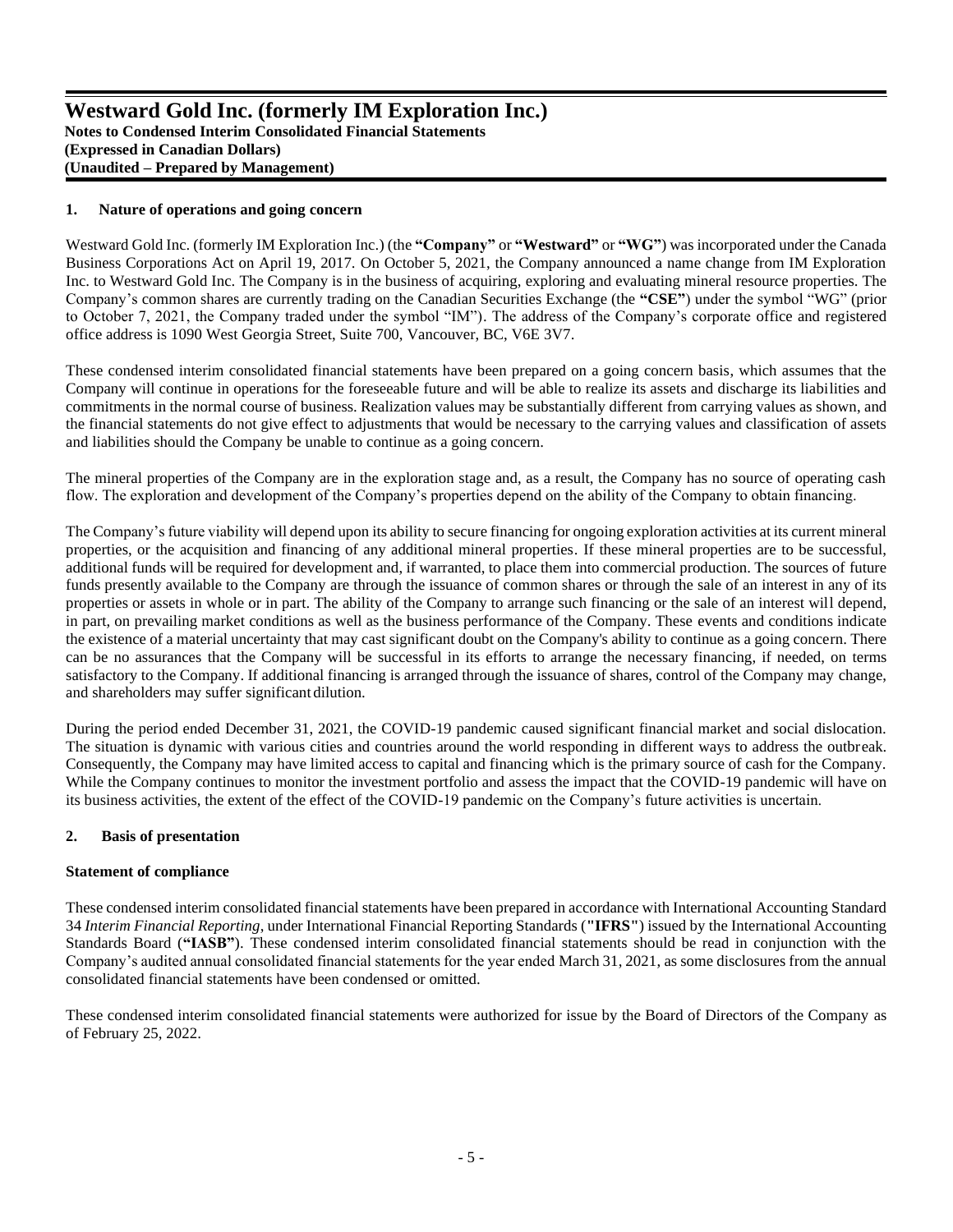# Westward Gold Inc. (formerly IM Exploration Inc.)

**Notes to Condensed Interim Consolidated Financial Statements**
**(Expressed in Canadian Dollars)**
**(Unaudited – Prepared by Management)**

## 1. Nature of operations and going concern

Westward Gold Inc. (formerly IM Exploration Inc.) (the **"Company"** or **"Westward"** or **"WG"**) was incorporated under the Canada Business Corporations Act on April 19, 2017. On October 5, 2021, the Company announced a name change from IM Exploration Inc. to Westward Gold Inc. The Company is in the business of acquiring, exploring and evaluating mineral resource properties. The Company's common shares are currently trading on the Canadian Securities Exchange (the **"CSE"**) under the symbol "WG" (prior to October 7, 2021, the Company traded under the symbol "IM"). The address of the Company's corporate office and registered office address is 1090 West Georgia Street, Suite 700, Vancouver, BC, V6E 3V7.

These condensed interim consolidated financial statements have been prepared on a going concern basis, which assumes that the Company will continue in operations for the foreseeable future and will be able to realize its assets and discharge its liabilities and commitments in the normal course of business. Realization values may be substantially different from carrying values as shown, and the financial statements do not give effect to adjustments that would be necessary to the carrying values and classification of assets and liabilities should the Company be unable to continue as a going concern.

The mineral properties of the Company are in the exploration stage and, as a result, the Company has no source of operating cash flow. The exploration and development of the Company's properties depend on the ability of the Company to obtain financing.

The Company's future viability will depend upon its ability to secure financing for ongoing exploration activities at its current mineral properties, or the acquisition and financing of any additional mineral properties. If these mineral properties are to be successful, additional funds will be required for development and, if warranted, to place them into commercial production. The sources of future funds presently available to the Company are through the issuance of common shares or through the sale of an interest in any of its properties or assets in whole or in part. The ability of the Company to arrange such financing or the sale of an interest will depend, in part, on prevailing market conditions as well as the business performance of the Company. These events and conditions indicate the existence of a material uncertainty that may cast significant doubt on the Company's ability to continue as a going concern. There can be no assurances that the Company will be successful in its efforts to arrange the necessary financing, if needed, on terms satisfactory to the Company. If additional financing is arranged through the issuance of shares, control of the Company may change, and shareholders may suffer significant dilution.

During the period ended December 31, 2021, the COVID-19 pandemic caused significant financial market and social dislocation. The situation is dynamic with various cities and countries around the world responding in different ways to address the outbreak. Consequently, the Company may have limited access to capital and financing which is the primary source of cash for the Company. While the Company continues to monitor the investment portfolio and assess the impact that the COVID-19 pandemic will have on its business activities, the extent of the effect of the COVID-19 pandemic on the Company's future activities is uncertain.

## 2. Basis of presentation

### Statement of compliance

These condensed interim consolidated financial statements have been prepared in accordance with International Accounting Standard 34 *Interim Financial Reporting*, under International Financial Reporting Standards (**"IFRS"**) issued by the International Accounting Standards Board (**"IASB"**). These condensed interim consolidated financial statements should be read in conjunction with the Company's audited annual consolidated financial statements for the year ended March 31, 2021, as some disclosures from the annual consolidated financial statements have been condensed or omitted.

These condensed interim consolidated financial statements were authorized for issue by the Board of Directors of the Company as of February 25, 2022.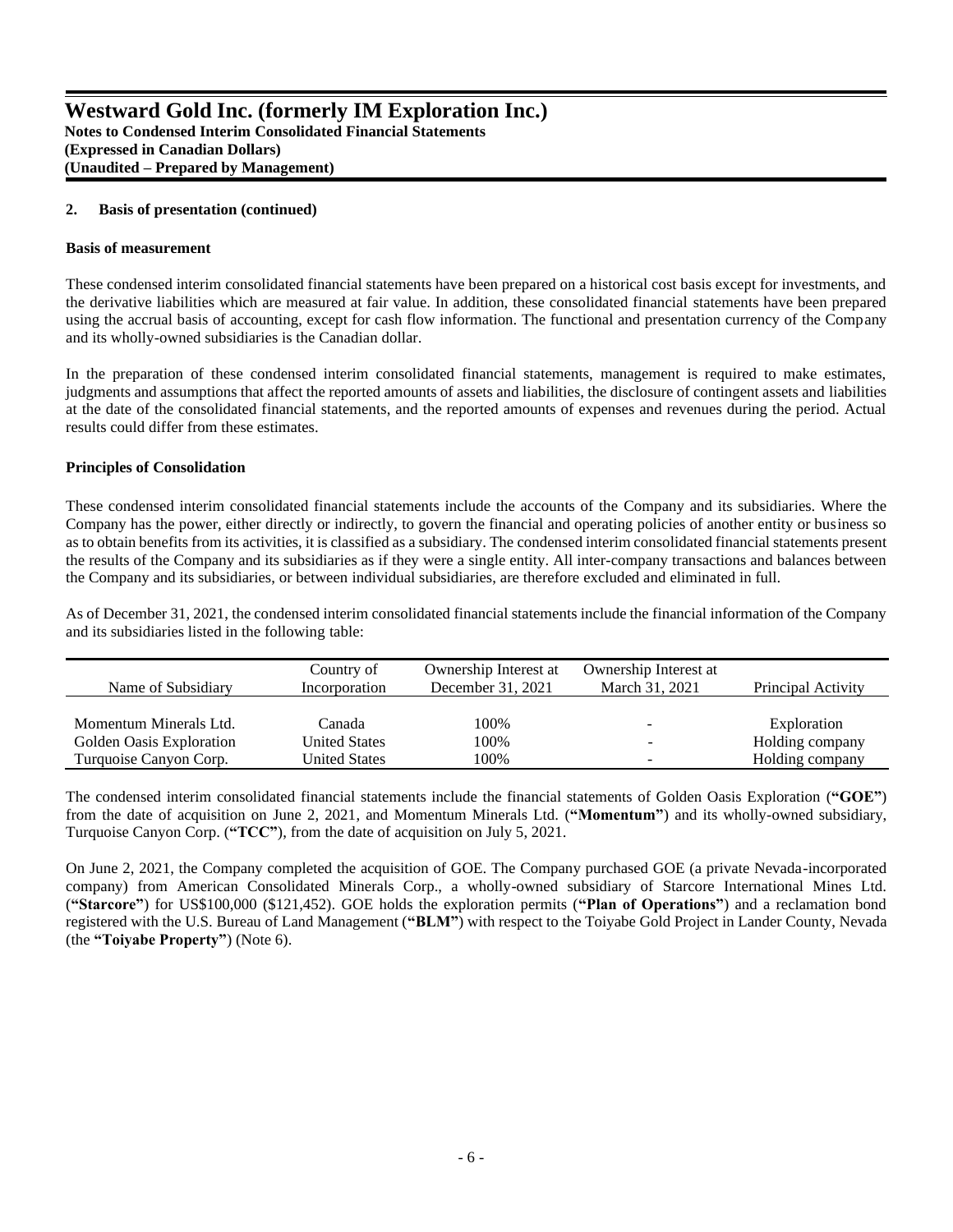### 2. Basis of presentation (continued)

**Basis of measurement**

These condensed interim consolidated financial statements have been prepared on a historical cost basis except for investments, and the derivative liabilities which are measured at fair value. In addition, these consolidated financial statements have been prepared using the accrual basis of accounting, except for cash flow information. The functional and presentation currency of the Company and its wholly-owned subsidiaries is the Canadian dollar.

In the preparation of these condensed interim consolidated financial statements, management is required to make estimates, judgments and assumptions that affect the reported amounts of assets and liabilities, the disclosure of contingent assets and liabilities at the date of the consolidated financial statements, and the reported amounts of expenses and revenues during the period. Actual results could differ from these estimates.

**Principles of Consolidation**

These condensed interim consolidated financial statements include the accounts of the Company and its subsidiaries. Where the Company has the power, either directly or indirectly, to govern the financial and operating policies of another entity or business so as to obtain benefits from its activities, it is classified as a subsidiary. The condensed interim consolidated financial statements present the results of the Company and its subsidiaries as if they were a single entity. All inter-company transactions and balances between the Company and its subsidiaries, or between individual subsidiaries, are therefore excluded and eliminated in full.

As of December 31, 2021, the condensed interim consolidated financial statements include the financial information of the Company and its subsidiaries listed in the following table:

| Name of Subsidiary | Country of Incorporation | Ownership Interest at December 31, 2021 | Ownership Interest at March 31, 2021 | Principal Activity |
|---|---|---|---|---|
| Momentum Minerals Ltd. | Canada | 100% | - | Exploration |
| Golden Oasis Exploration | United States | 100% | - | Holding company |
| Turquoise Canyon Corp. | United States | 100% | - | Holding company |

The condensed interim consolidated financial statements include the financial statements of Golden Oasis Exploration (**"GOE"**) from the date of acquisition on June 2, 2021, and Momentum Minerals Ltd. (**"Momentum"**) and its wholly-owned subsidiary, Turquoise Canyon Corp. (**"TCC"**), from the date of acquisition on July 5, 2021.

On June 2, 2021, the Company completed the acquisition of GOE. The Company purchased GOE (a private Nevada-incorporated company) from American Consolidated Minerals Corp., a wholly-owned subsidiary of Starcore International Mines Ltd. (**"Starcore"**) for US$100,000 ($121,452). GOE holds the exploration permits (**"Plan of Operations"**) and a reclamation bond registered with the U.S. Bureau of Land Management (**"BLM"**) with respect to the Toiyabe Gold Project in Lander County, Nevada (the **"Toiyabe Property"**) (Note 6).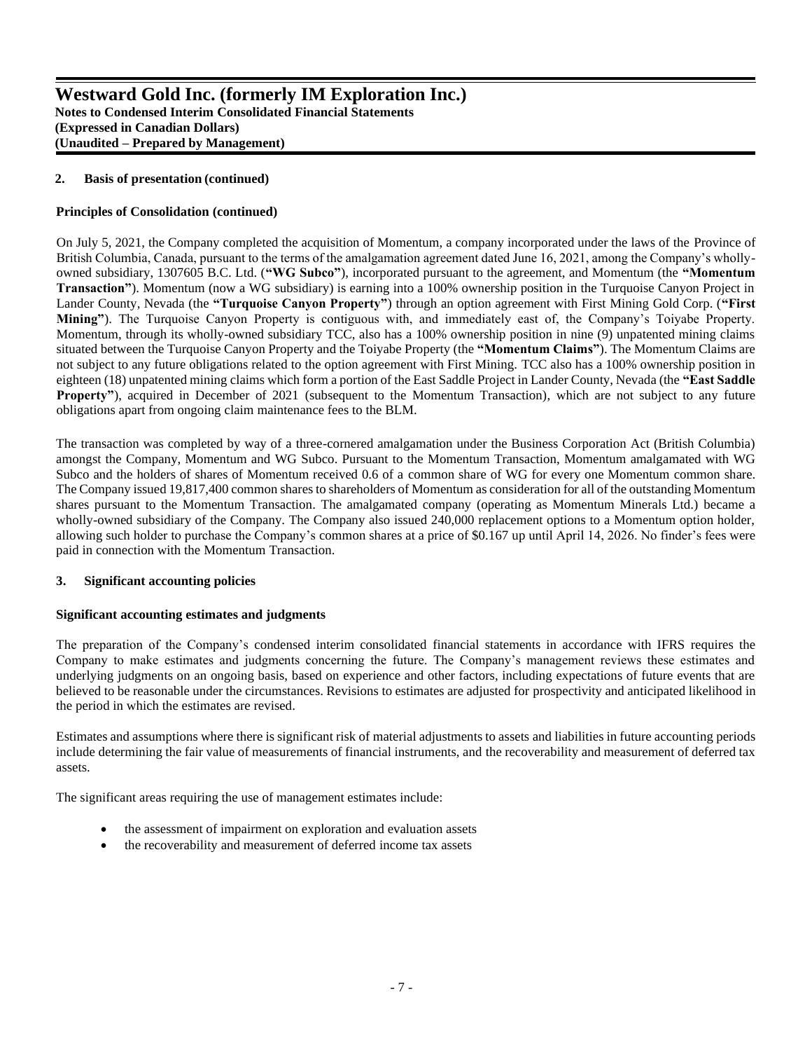## 2. Basis of presentation (continued)

### Principles of Consolidation (continued)

On July 5, 2021, the Company completed the acquisition of Momentum, a company incorporated under the laws of the Province of British Columbia, Canada, pursuant to the terms of the amalgamation agreement dated June 16, 2021, among the Company's wholly-owned subsidiary, 1307605 B.C. Ltd. (**"WG Subco"**), incorporated pursuant to the agreement, and Momentum (the **"Momentum Transaction"**). Momentum (now a WG subsidiary) is earning into a 100% ownership position in the Turquoise Canyon Project in Lander County, Nevada (the **"Turquoise Canyon Property"**) through an option agreement with First Mining Gold Corp. (**"First Mining"**). The Turquoise Canyon Property is contiguous with, and immediately east of, the Company's Toiyabe Property. Momentum, through its wholly-owned subsidiary TCC, also has a 100% ownership position in nine (9) unpatented mining claims situated between the Turquoise Canyon Property and the Toiyabe Property (the **"Momentum Claims"**). The Momentum Claims are not subject to any future obligations related to the option agreement with First Mining. TCC also has a 100% ownership position in eighteen (18) unpatented mining claims which form a portion of the East Saddle Project in Lander County, Nevada (the **"East Saddle Property"**), acquired in December of 2021 (subsequent to the Momentum Transaction), which are not subject to any future obligations apart from ongoing claim maintenance fees to the BLM.

The transaction was completed by way of a three-cornered amalgamation under the Business Corporation Act (British Columbia) amongst the Company, Momentum and WG Subco. Pursuant to the Momentum Transaction, Momentum amalgamated with WG Subco and the holders of shares of Momentum received 0.6 of a common share of WG for every one Momentum common share. The Company issued 19,817,400 common shares to shareholders of Momentum as consideration for all of the outstanding Momentum shares pursuant to the Momentum Transaction. The amalgamated company (operating as Momentum Minerals Ltd.) became a wholly-owned subsidiary of the Company. The Company also issued 240,000 replacement options to a Momentum option holder, allowing such holder to purchase the Company's common shares at a price of $0.167 up until April 14, 2026. No finder's fees were paid in connection with the Momentum Transaction.

## 3. Significant accounting policies

### Significant accounting estimates and judgments

The preparation of the Company's condensed interim consolidated financial statements in accordance with IFRS requires the Company to make estimates and judgments concerning the future. The Company's management reviews these estimates and underlying judgments on an ongoing basis, based on experience and other factors, including expectations of future events that are believed to be reasonable under the circumstances. Revisions to estimates are adjusted for prospectivity and anticipated likelihood in the period in which the estimates are revised.

Estimates and assumptions where there is significant risk of material adjustments to assets and liabilities in future accounting periods include determining the fair value of measurements of financial instruments, and the recoverability and measurement of deferred tax assets.

The significant areas requiring the use of management estimates include:

- the assessment of impairment on exploration and evaluation assets
- the recoverability and measurement of deferred income tax assets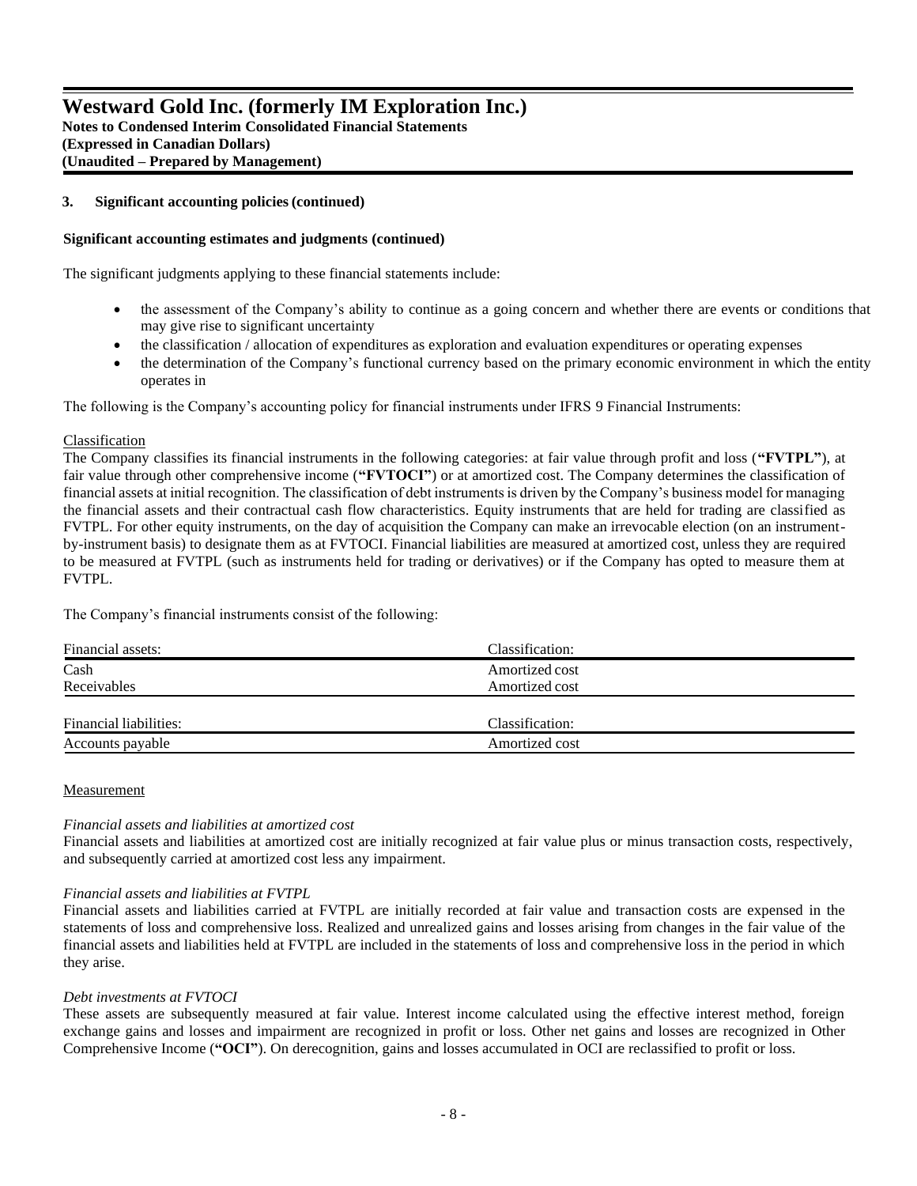**3. Significant accounting policies (continued)**

**Significant accounting estimates and judgments (continued)**

The significant judgments applying to these financial statements include:

- the assessment of the Company's ability to continue as a going concern and whether there are events or conditions that may give rise to significant uncertainty
- the classification / allocation of expenditures as exploration and evaluation expenditures or operating expenses
- the determination of the Company's functional currency based on the primary economic environment in which the entity operates in

The following is the Company's accounting policy for financial instruments under IFRS 9 Financial Instruments:

Classification

The Company classifies its financial instruments in the following categories: at fair value through profit and loss (**"FVTPL"**), at fair value through other comprehensive income (**"FVTOCI"**) or at amortized cost. The Company determines the classification of financial assets at initial recognition. The classification of debt instruments is driven by the Company's business model for managing the financial assets and their contractual cash flow characteristics. Equity instruments that are held for trading are classified as FVTPL. For other equity instruments, on the day of acquisition the Company can make an irrevocable election (on an instrument-by-instrument basis) to designate them as at FVTOCI. Financial liabilities are measured at amortized cost, unless they are required to be measured at FVTPL (such as instruments held for trading or derivatives) or if the Company has opted to measure them at FVTPL.

The Company's financial instruments consist of the following:

| Financial assets: | Classification: |
|---|---|
| Cash | Amortized cost |
| Receivables | Amortized cost |

| Financial liabilities: | Classification: |
|---|---|
| Accounts payable | Amortized cost |

Measurement

*Financial assets and liabilities at amortized cost*

Financial assets and liabilities at amortized cost are initially recognized at fair value plus or minus transaction costs, respectively, and subsequently carried at amortized cost less any impairment.

*Financial assets and liabilities at FVTPL*

Financial assets and liabilities carried at FVTPL are initially recorded at fair value and transaction costs are expensed in the statements of loss and comprehensive loss. Realized and unrealized gains and losses arising from changes in the fair value of the financial assets and liabilities held at FVTPL are included in the statements of loss and comprehensive loss in the period in which they arise.

*Debt investments at FVTOCI*

These assets are subsequently measured at fair value. Interest income calculated using the effective interest method, foreign exchange gains and losses and impairment are recognized in profit or loss. Other net gains and losses are recognized in Other Comprehensive Income (**"OCI"**). On derecognition, gains and losses accumulated in OCI are reclassified to profit or loss.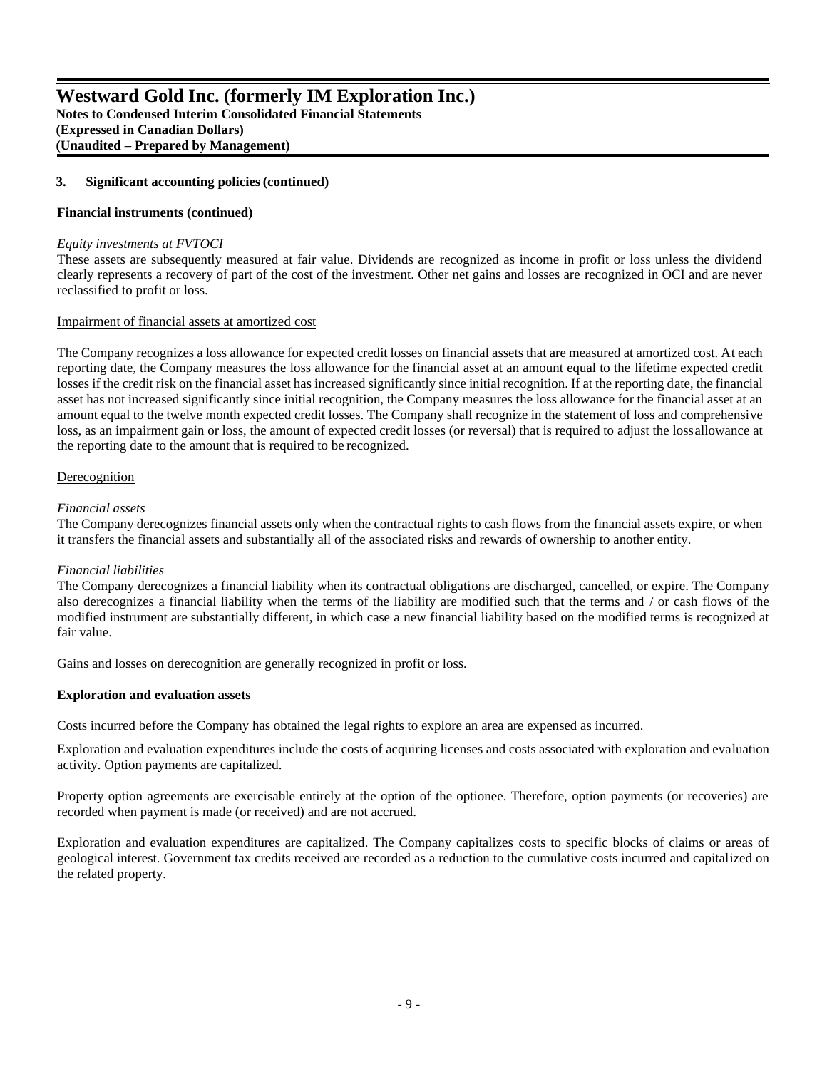### 3. Significant accounting policies (continued)

**Financial instruments (continued)**

*Equity investments at FVTOCI*

These assets are subsequently measured at fair value. Dividends are recognized as income in profit or loss unless the dividend clearly represents a recovery of part of the cost of the investment. Other net gains and losses are recognized in OCI and are never reclassified to profit or loss.

Impairment of financial assets at amortized cost

The Company recognizes a loss allowance for expected credit losses on financial assets that are measured at amortized cost. At each reporting date, the Company measures the loss allowance for the financial asset at an amount equal to the lifetime expected credit losses if the credit risk on the financial asset has increased significantly since initial recognition. If at the reporting date, the financial asset has not increased significantly since initial recognition, the Company measures the loss allowance for the financial asset at an amount equal to the twelve month expected credit losses. The Company shall recognize in the statement of loss and comprehensive loss, as an impairment gain or loss, the amount of expected credit losses (or reversal) that is required to adjust the loss allowance at the reporting date to the amount that is required to be recognized.

Derecognition

*Financial assets*

The Company derecognizes financial assets only when the contractual rights to cash flows from the financial assets expire, or when it transfers the financial assets and substantially all of the associated risks and rewards of ownership to another entity.

*Financial liabilities*

The Company derecognizes a financial liability when its contractual obligations are discharged, cancelled, or expire. The Company also derecognizes a financial liability when the terms of the liability are modified such that the terms and / or cash flows of the modified instrument are substantially different, in which case a new financial liability based on the modified terms is recognized at fair value.

Gains and losses on derecognition are generally recognized in profit or loss.

**Exploration and evaluation assets**

Costs incurred before the Company has obtained the legal rights to explore an area are expensed as incurred.

Exploration and evaluation expenditures include the costs of acquiring licenses and costs associated with exploration and evaluation activity. Option payments are capitalized.

Property option agreements are exercisable entirely at the option of the optionee. Therefore, option payments (or recoveries) are recorded when payment is made (or received) and are not accrued.

Exploration and evaluation expenditures are capitalized. The Company capitalizes costs to specific blocks of claims or areas of geological interest. Government tax credits received are recorded as a reduction to the cumulative costs incurred and capitalized on the related property.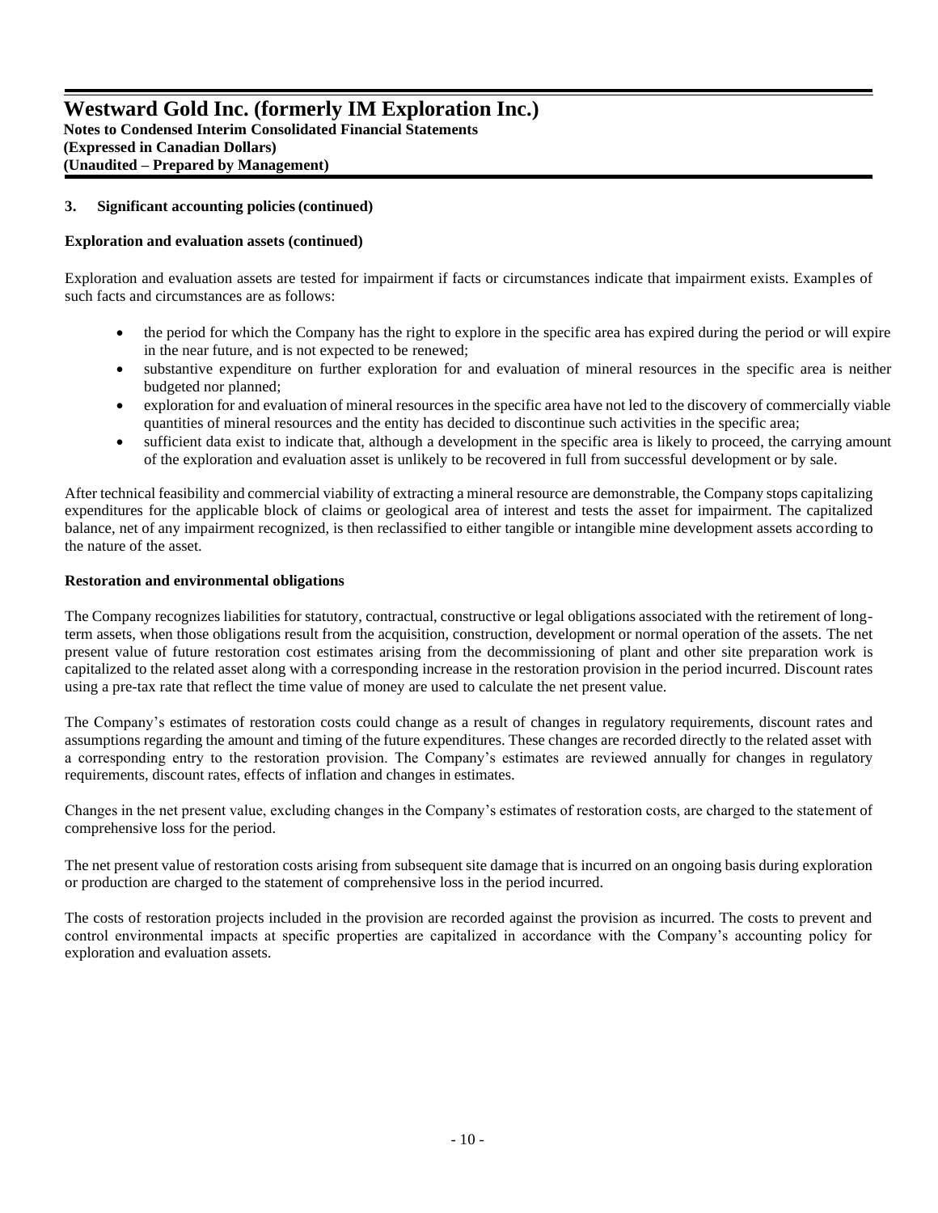### 3. Significant accounting policies (continued)

**Exploration and evaluation assets (continued)**

Exploration and evaluation assets are tested for impairment if facts or circumstances indicate that impairment exists. Examples of such facts and circumstances are as follows:

- the period for which the Company has the right to explore in the specific area has expired during the period or will expire in the near future, and is not expected to be renewed;
- substantive expenditure on further exploration for and evaluation of mineral resources in the specific area is neither budgeted nor planned;
- exploration for and evaluation of mineral resources in the specific area have not led to the discovery of commercially viable quantities of mineral resources and the entity has decided to discontinue such activities in the specific area;
- sufficient data exist to indicate that, although a development in the specific area is likely to proceed, the carrying amount of the exploration and evaluation asset is unlikely to be recovered in full from successful development or by sale.

After technical feasibility and commercial viability of extracting a mineral resource are demonstrable, the Company stops capitalizing expenditures for the applicable block of claims or geological area of interest and tests the asset for impairment. The capitalized balance, net of any impairment recognized, is then reclassified to either tangible or intangible mine development assets according to the nature of the asset.

**Restoration and environmental obligations**

The Company recognizes liabilities for statutory, contractual, constructive or legal obligations associated with the retirement of long-term assets, when those obligations result from the acquisition, construction, development or normal operation of the assets. The net present value of future restoration cost estimates arising from the decommissioning of plant and other site preparation work is capitalized to the related asset along with a corresponding increase in the restoration provision in the period incurred. Discount rates using a pre-tax rate that reflect the time value of money are used to calculate the net present value.

The Company's estimates of restoration costs could change as a result of changes in regulatory requirements, discount rates and assumptions regarding the amount and timing of the future expenditures. These changes are recorded directly to the related asset with a corresponding entry to the restoration provision. The Company's estimates are reviewed annually for changes in regulatory requirements, discount rates, effects of inflation and changes in estimates.

Changes in the net present value, excluding changes in the Company's estimates of restoration costs, are charged to the statement of comprehensive loss for the period.

The net present value of restoration costs arising from subsequent site damage that is incurred on an ongoing basis during exploration or production are charged to the statement of comprehensive loss in the period incurred.

The costs of restoration projects included in the provision are recorded against the provision as incurred. The costs to prevent and control environmental impacts at specific properties are capitalized in accordance with the Company's accounting policy for exploration and evaluation assets.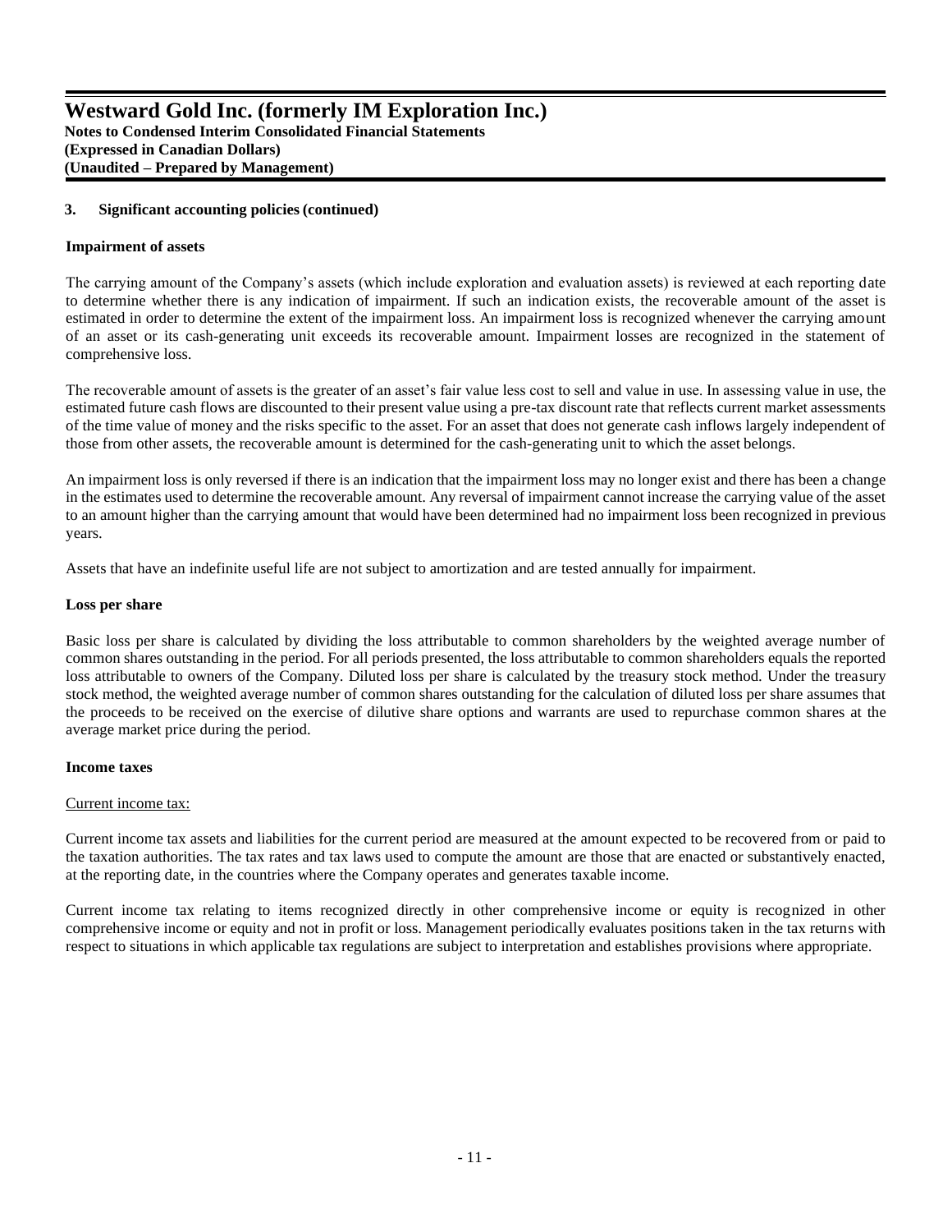### 3. Significant accounting policies (continued)

#### Impairment of assets

The carrying amount of the Company's assets (which include exploration and evaluation assets) is reviewed at each reporting date to determine whether there is any indication of impairment. If such an indication exists, the recoverable amount of the asset is estimated in order to determine the extent of the impairment loss. An impairment loss is recognized whenever the carrying amount of an asset or its cash-generating unit exceeds its recoverable amount. Impairment losses are recognized in the statement of comprehensive loss.

The recoverable amount of assets is the greater of an asset's fair value less cost to sell and value in use. In assessing value in use, the estimated future cash flows are discounted to their present value using a pre-tax discount rate that reflects current market assessments of the time value of money and the risks specific to the asset. For an asset that does not generate cash inflows largely independent of those from other assets, the recoverable amount is determined for the cash-generating unit to which the asset belongs.

An impairment loss is only reversed if there is an indication that the impairment loss may no longer exist and there has been a change in the estimates used to determine the recoverable amount. Any reversal of impairment cannot increase the carrying value of the asset to an amount higher than the carrying amount that would have been determined had no impairment loss been recognized in previous years.

Assets that have an indefinite useful life are not subject to amortization and are tested annually for impairment.

#### Loss per share

Basic loss per share is calculated by dividing the loss attributable to common shareholders by the weighted average number of common shares outstanding in the period. For all periods presented, the loss attributable to common shareholders equals the reported loss attributable to owners of the Company. Diluted loss per share is calculated by the treasury stock method. Under the treasury stock method, the weighted average number of common shares outstanding for the calculation of diluted loss per share assumes that the proceeds to be received on the exercise of dilutive share options and warrants are used to repurchase common shares at the average market price during the period.

#### Income taxes

Current income tax:

Current income tax assets and liabilities for the current period are measured at the amount expected to be recovered from or paid to the taxation authorities. The tax rates and tax laws used to compute the amount are those that are enacted or substantively enacted, at the reporting date, in the countries where the Company operates and generates taxable income.

Current income tax relating to items recognized directly in other comprehensive income or equity is recognized in other comprehensive income or equity and not in profit or loss. Management periodically evaluates positions taken in the tax returns with respect to situations in which applicable tax regulations are subject to interpretation and establishes provisions where appropriate.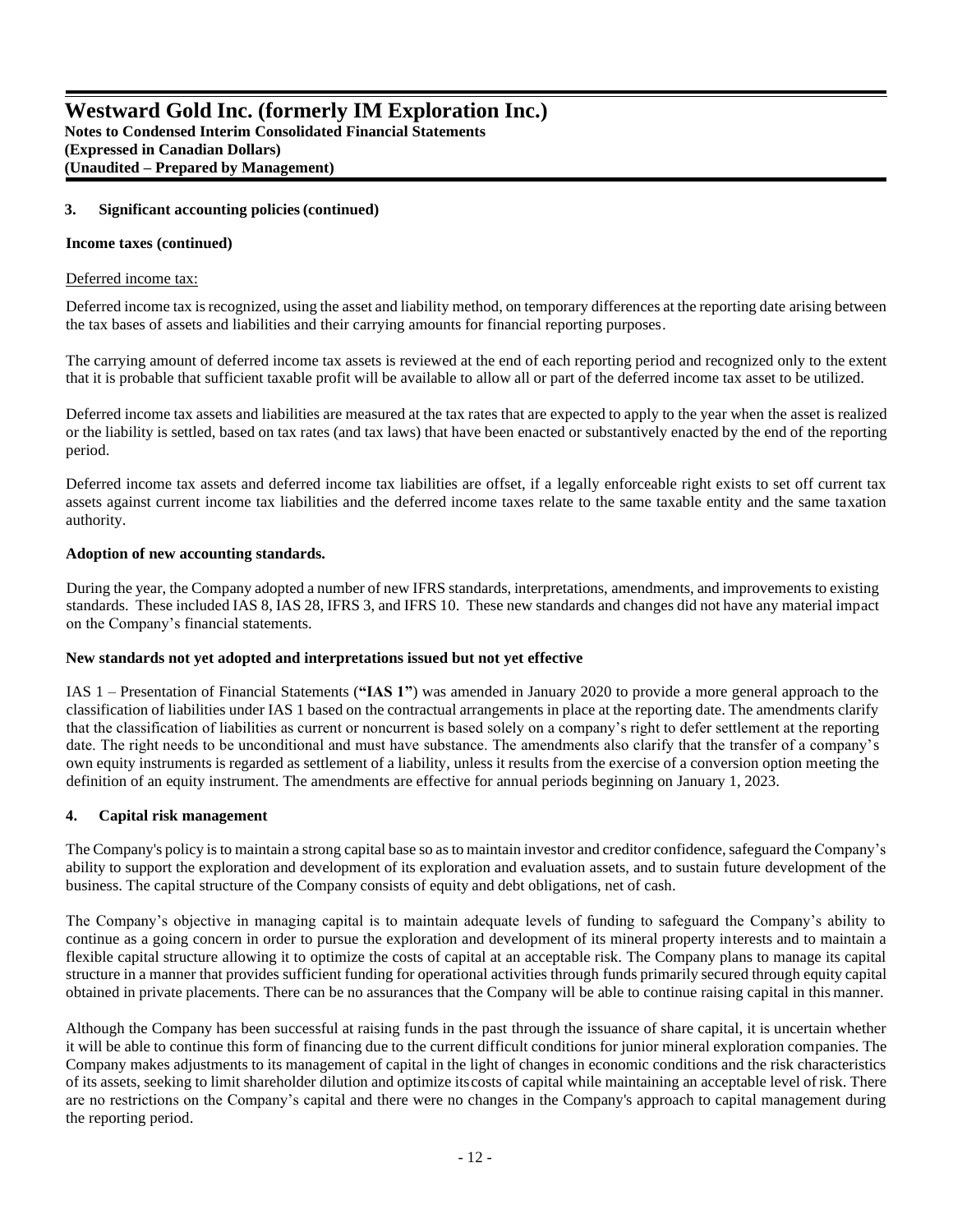## 3. Significant accounting policies (continued)

**Income taxes (continued)**

Deferred income tax:

Deferred income tax is recognized, using the asset and liability method, on temporary differences at the reporting date arising between the tax bases of assets and liabilities and their carrying amounts for financial reporting purposes.

The carrying amount of deferred income tax assets is reviewed at the end of each reporting period and recognized only to the extent that it is probable that sufficient taxable profit will be available to allow all or part of the deferred income tax asset to be utilized.

Deferred income tax assets and liabilities are measured at the tax rates that are expected to apply to the year when the asset is realized or the liability is settled, based on tax rates (and tax laws) that have been enacted or substantively enacted by the end of the reporting period.

Deferred income tax assets and deferred income tax liabilities are offset, if a legally enforceable right exists to set off current tax assets against current income tax liabilities and the deferred income taxes relate to the same taxable entity and the same taxation authority.

**Adoption of new accounting standards.**

During the year, the Company adopted a number of new IFRS standards, interpretations, amendments, and improvements to existing standards. These included IAS 8, IAS 28, IFRS 3, and IFRS 10. These new standards and changes did not have any material impact on the Company's financial statements.

**New standards not yet adopted and interpretations issued but not yet effective**

IAS 1 – Presentation of Financial Statements (**"IAS 1"**) was amended in January 2020 to provide a more general approach to the classification of liabilities under IAS 1 based on the contractual arrangements in place at the reporting date. The amendments clarify that the classification of liabilities as current or noncurrent is based solely on a company's right to defer settlement at the reporting date. The right needs to be unconditional and must have substance. The amendments also clarify that the transfer of a company's own equity instruments is regarded as settlement of a liability, unless it results from the exercise of a conversion option meeting the definition of an equity instrument. The amendments are effective for annual periods beginning on January 1, 2023.

## 4. Capital risk management

The Company's policy is to maintain a strong capital base so as to maintain investor and creditor confidence, safeguard the Company's ability to support the exploration and development of its exploration and evaluation assets, and to sustain future development of the business. The capital structure of the Company consists of equity and debt obligations, net of cash.

The Company's objective in managing capital is to maintain adequate levels of funding to safeguard the Company's ability to continue as a going concern in order to pursue the exploration and development of its mineral property interests and to maintain a flexible capital structure allowing it to optimize the costs of capital at an acceptable risk. The Company plans to manage its capital structure in a manner that provides sufficient funding for operational activities through funds primarily secured through equity capital obtained in private placements. There can be no assurances that the Company will be able to continue raising capital in this manner.

Although the Company has been successful at raising funds in the past through the issuance of share capital, it is uncertain whether it will be able to continue this form of financing due to the current difficult conditions for junior mineral exploration companies. The Company makes adjustments to its management of capital in the light of changes in economic conditions and the risk characteristics of its assets, seeking to limit shareholder dilution and optimize its costs of capital while maintaining an acceptable level of risk. There are no restrictions on the Company's capital and there were no changes in the Company's approach to capital management during the reporting period.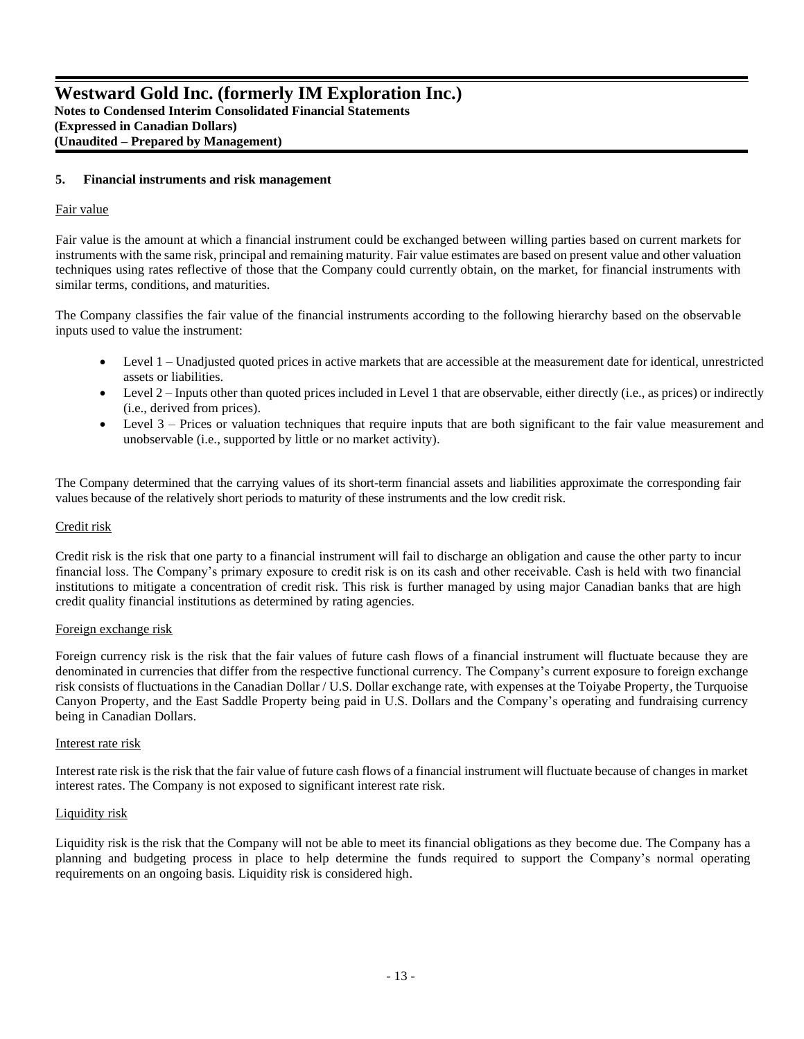## 5. Financial instruments and risk management

### Fair value

Fair value is the amount at which a financial instrument could be exchanged between willing parties based on current markets for instruments with the same risk, principal and remaining maturity. Fair value estimates are based on present value and other valuation techniques using rates reflective of those that the Company could currently obtain, on the market, for financial instruments with similar terms, conditions, and maturities.

The Company classifies the fair value of the financial instruments according to the following hierarchy based on the observable inputs used to value the instrument:

- Level 1 – Unadjusted quoted prices in active markets that are accessible at the measurement date for identical, unrestricted assets or liabilities.
- Level 2 – Inputs other than quoted prices included in Level 1 that are observable, either directly (i.e., as prices) or indirectly (i.e., derived from prices).
- Level 3 – Prices or valuation techniques that require inputs that are both significant to the fair value measurement and unobservable (i.e., supported by little or no market activity).

The Company determined that the carrying values of its short-term financial assets and liabilities approximate the corresponding fair values because of the relatively short periods to maturity of these instruments and the low credit risk.

### Credit risk

Credit risk is the risk that one party to a financial instrument will fail to discharge an obligation and cause the other party to incur financial loss. The Company's primary exposure to credit risk is on its cash and other receivable. Cash is held with two financial institutions to mitigate a concentration of credit risk. This risk is further managed by using major Canadian banks that are high credit quality financial institutions as determined by rating agencies.

### Foreign exchange risk

Foreign currency risk is the risk that the fair values of future cash flows of a financial instrument will fluctuate because they are denominated in currencies that differ from the respective functional currency. The Company's current exposure to foreign exchange risk consists of fluctuations in the Canadian Dollar / U.S. Dollar exchange rate, with expenses at the Toiyabe Property, the Turquoise Canyon Property, and the East Saddle Property being paid in U.S. Dollars and the Company's operating and fundraising currency being in Canadian Dollars.

### Interest rate risk

Interest rate risk is the risk that the fair value of future cash flows of a financial instrument will fluctuate because of changes in market interest rates. The Company is not exposed to significant interest rate risk.

### Liquidity risk

Liquidity risk is the risk that the Company will not be able to meet its financial obligations as they become due. The Company has a planning and budgeting process in place to help determine the funds required to support the Company's normal operating requirements on an ongoing basis. Liquidity risk is considered high.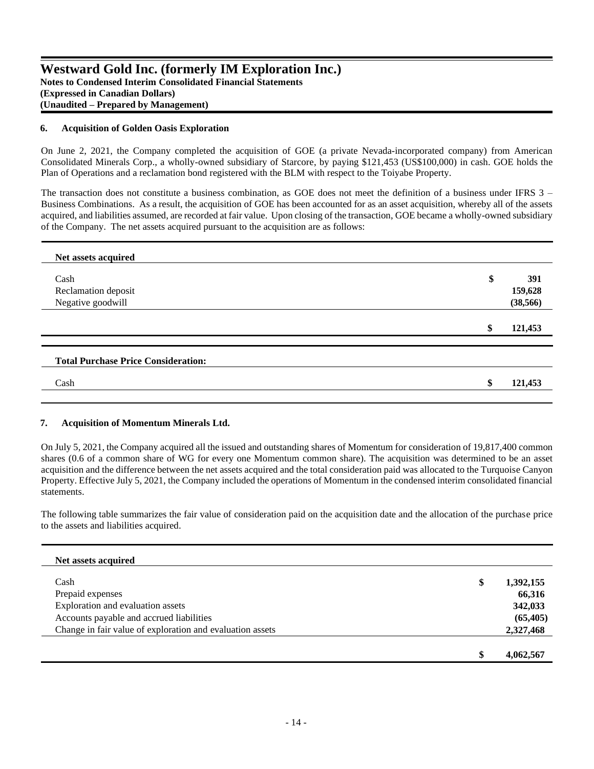## 6. Acquisition of Golden Oasis Exploration

On June 2, 2021, the Company completed the acquisition of GOE (a private Nevada-incorporated company) from American Consolidated Minerals Corp., a wholly-owned subsidiary of Starcore, by paying $121,453 (US$100,000) in cash. GOE holds the Plan of Operations and a reclamation bond registered with the BLM with respect to the Toiyabe Property.

The transaction does not constitute a business combination, as GOE does not meet the definition of a business under IFRS 3 – Business Combinations. As a result, the acquisition of GOE has been accounted for as an asset acquisition, whereby all of the assets acquired, and liabilities assumed, are recorded at fair value. Upon closing of the transaction, GOE became a wholly-owned subsidiary of the Company. The net assets acquired pursuant to the acquisition are as follows:

| **Net assets acquired** | |
|---|---|
| Cash | $ **391** |
| Reclamation deposit | **159,628** |
| Negative goodwill | **(38,566)** |
| | $ **121,453** |

| **Total Purchase Price Consideration:** | |
|---|---|
| Cash | $ **121,453** |

## 7. Acquisition of Momentum Minerals Ltd.

On July 5, 2021, the Company acquired all the issued and outstanding shares of Momentum for consideration of 19,817,400 common shares (0.6 of a common share of WG for every one Momentum common share). The acquisition was determined to be an asset acquisition and the difference between the net assets acquired and the total consideration paid was allocated to the Turquoise Canyon Property. Effective July 5, 2021, the Company included the operations of Momentum in the condensed interim consolidated financial statements.

The following table summarizes the fair value of consideration paid on the acquisition date and the allocation of the purchase price to the assets and liabilities acquired.

| **Net assets acquired** | |
|---|---|
| Cash | $ **1,392,155** |
| Prepaid expenses | **66,316** |
| Exploration and evaluation assets | **342,033** |
| Accounts payable and accrued liabilities | **(65,405)** |
| Change in fair value of exploration and evaluation assets | **2,327,468** |
| | $ **4,062,567** |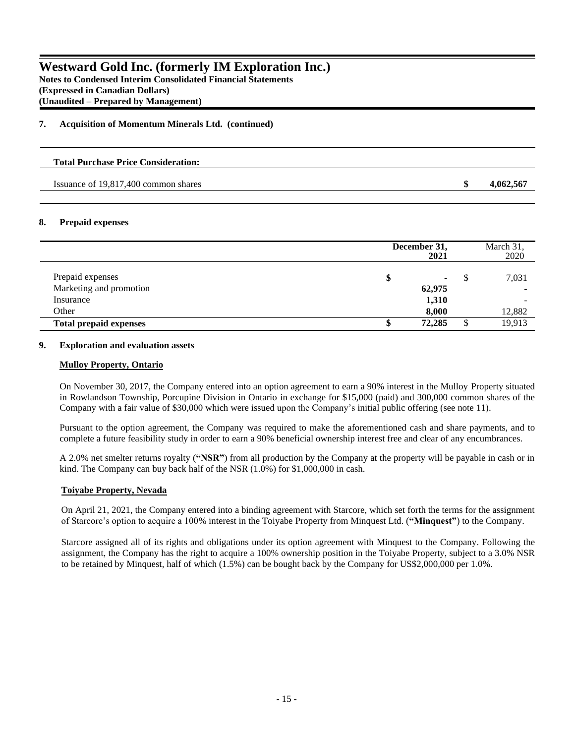## 7. Acquisition of Momentum Minerals Ltd. (continued)

| **Total Purchase Price Consideration:** | | |
|---|---|---|
| Issuance of 19,817,400 common shares | **$** | **4,062,567** |

## 8. Prepaid expenses

| | **December 31, 2021** | March 31, 2020 |
|---|---|---|
| Prepaid expenses | **$ -** | $ 7,031 |
| Marketing and promotion | **62,975** | - |
| Insurance | **1,310** | - |
| Other | **8,000** | 12,882 |
| **Total prepaid expenses** | **$ 72,285** | $ 19,913 |

## 9. Exploration and evaluation assets

### Mulloy Property, Ontario

On November 30, 2017, the Company entered into an option agreement to earn a 90% interest in the Mulloy Property situated in Rowlandson Township, Porcupine Division in Ontario in exchange for $15,000 (paid) and 300,000 common shares of the Company with a fair value of $30,000 which were issued upon the Company's initial public offering (see note 11).

Pursuant to the option agreement, the Company was required to make the aforementioned cash and share payments, and to complete a future feasibility study in order to earn a 90% beneficial ownership interest free and clear of any encumbrances.

A 2.0% net smelter returns royalty (**"NSR"**) from all production by the Company at the property will be payable in cash or in kind. The Company can buy back half of the NSR (1.0%) for $1,000,000 in cash.

### Toiyabe Property, Nevada

On April 21, 2021, the Company entered into a binding agreement with Starcore, which set forth the terms for the assignment of Starcore's option to acquire a 100% interest in the Toiyabe Property from Minquest Ltd. (**"Minquest"**) to the Company.

Starcore assigned all of its rights and obligations under its option agreement with Minquest to the Company. Following the assignment, the Company has the right to acquire a 100% ownership position in the Toiyabe Property, subject to a 3.0% NSR to be retained by Minquest, half of which (1.5%) can be bought back by the Company for US$2,000,000 per 1.0%.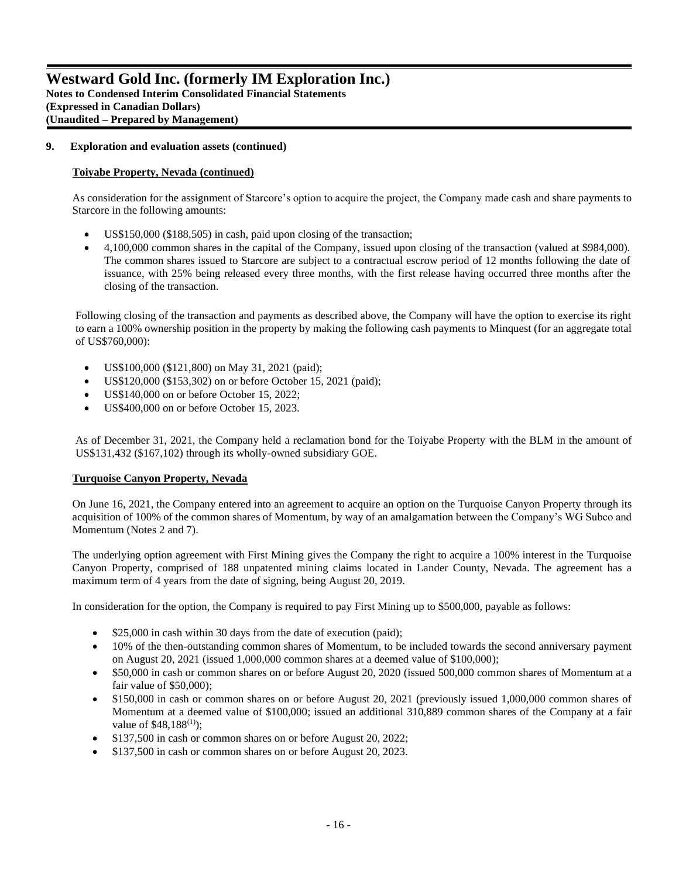### 9. Exploration and evaluation assets (continued)

**Toiyabe Property, Nevada (continued)**

As consideration for the assignment of Starcore's option to acquire the project, the Company made cash and share payments to Starcore in the following amounts:

- US$150,000 ($188,505) in cash, paid upon closing of the transaction;
- 4,100,000 common shares in the capital of the Company, issued upon closing of the transaction (valued at $984,000). The common shares issued to Starcore are subject to a contractual escrow period of 12 months following the date of issuance, with 25% being released every three months, with the first release having occurred three months after the closing of the transaction.

Following closing of the transaction and payments as described above, the Company will have the option to exercise its right to earn a 100% ownership position in the property by making the following cash payments to Minquest (for an aggregate total of US$760,000):

- US$100,000 ($121,800) on May 31, 2021 (paid);
- US$120,000 ($153,302) on or before October 15, 2021 (paid);
- US$140,000 on or before October 15, 2022;
- US$400,000 on or before October 15, 2023.

As of December 31, 2021, the Company held a reclamation bond for the Toiyabe Property with the BLM in the amount of US$131,432 ($167,102) through its wholly-owned subsidiary GOE.

**Turquoise Canyon Property, Nevada**

On June 16, 2021, the Company entered into an agreement to acquire an option on the Turquoise Canyon Property through its acquisition of 100% of the common shares of Momentum, by way of an amalgamation between the Company's WG Subco and Momentum (Notes 2 and 7).

The underlying option agreement with First Mining gives the Company the right to acquire a 100% interest in the Turquoise Canyon Property, comprised of 188 unpatented mining claims located in Lander County, Nevada. The agreement has a maximum term of 4 years from the date of signing, being August 20, 2019.

In consideration for the option, the Company is required to pay First Mining up to $500,000, payable as follows:

- $25,000 in cash within 30 days from the date of execution (paid);
- 10% of the then-outstanding common shares of Momentum, to be included towards the second anniversary payment on August 20, 2021 (issued 1,000,000 common shares at a deemed value of $100,000);
- $50,000 in cash or common shares on or before August 20, 2020 (issued 500,000 common shares of Momentum at a fair value of $50,000);
- $150,000 in cash or common shares on or before August 20, 2021 (previously issued 1,000,000 common shares of Momentum at a deemed value of $100,000; issued an additional 310,889 common shares of the Company at a fair value of $48,188[(1)]);
- $137,500 in cash or common shares on or before August 20, 2022;
- $137,500 in cash or common shares on or before August 20, 2023.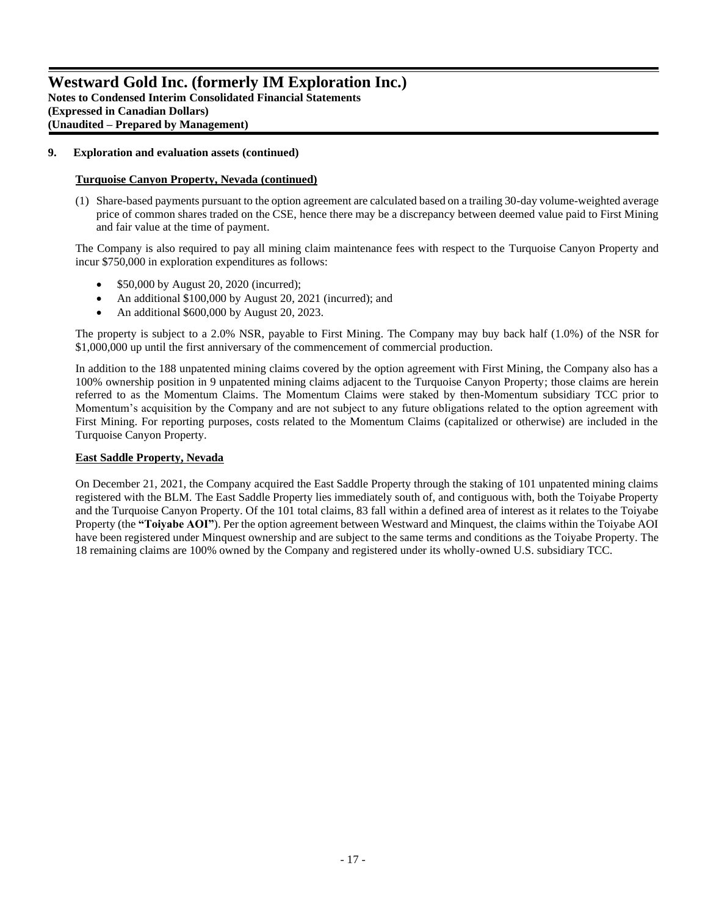## 9. Exploration and evaluation assets (continued)

### Turquoise Canyon Property, Nevada (continued)

(1) Share-based payments pursuant to the option agreement are calculated based on a trailing 30-day volume-weighted average price of common shares traded on the CSE, hence there may be a discrepancy between deemed value paid to First Mining and fair value at the time of payment.

The Company is also required to pay all mining claim maintenance fees with respect to the Turquoise Canyon Property and incur $750,000 in exploration expenditures as follows:

- $50,000 by August 20, 2020 (incurred);
- An additional $100,000 by August 20, 2021 (incurred); and
- An additional $600,000 by August 20, 2023.

The property is subject to a 2.0% NSR, payable to First Mining. The Company may buy back half (1.0%) of the NSR for $1,000,000 up until the first anniversary of the commencement of commercial production.

In addition to the 188 unpatented mining claims covered by the option agreement with First Mining, the Company also has a 100% ownership position in 9 unpatented mining claims adjacent to the Turquoise Canyon Property; those claims are herein referred to as the Momentum Claims. The Momentum Claims were staked by then-Momentum subsidiary TCC prior to Momentum's acquisition by the Company and are not subject to any future obligations related to the option agreement with First Mining. For reporting purposes, costs related to the Momentum Claims (capitalized or otherwise) are included in the Turquoise Canyon Property.

### East Saddle Property, Nevada

On December 21, 2021, the Company acquired the East Saddle Property through the staking of 101 unpatented mining claims registered with the BLM. The East Saddle Property lies immediately south of, and contiguous with, both the Toiyabe Property and the Turquoise Canyon Property. Of the 101 total claims, 83 fall within a defined area of interest as it relates to the Toiyabe Property (the **"Toiyabe AOI"**). Per the option agreement between Westward and Minquest, the claims within the Toiyabe AOI have been registered under Minquest ownership and are subject to the same terms and conditions as the Toiyabe Property. The 18 remaining claims are 100% owned by the Company and registered under its wholly-owned U.S. subsidiary TCC.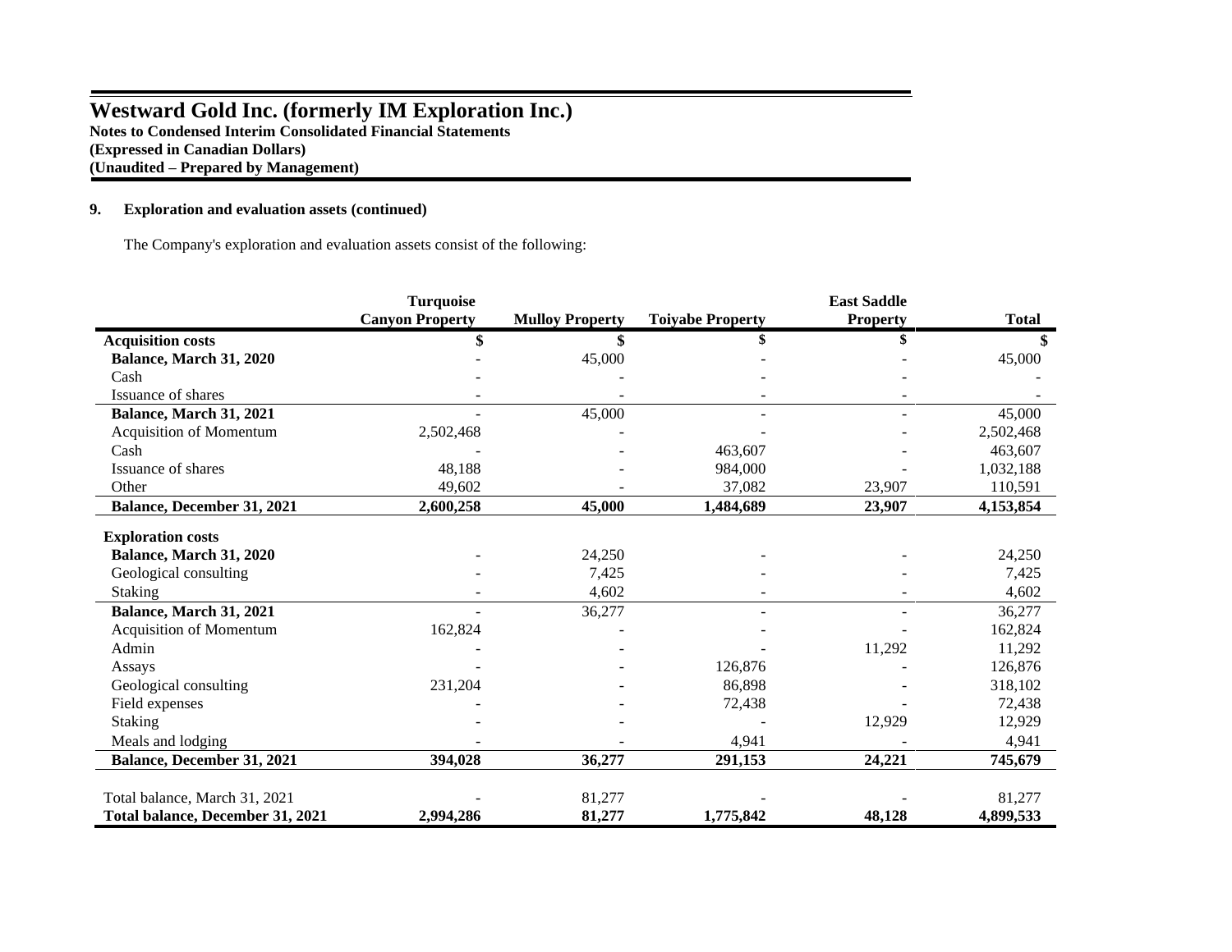# Westward Gold Inc. (formerly IM Exploration Inc.)

**Notes to Condensed Interim Consolidated Financial Statements**
**(Expressed in Canadian Dollars)**
**(Unaudited – Prepared by Management)**

**9. Exploration and evaluation assets (continued)**

The Company's exploration and evaluation assets consist of the following:

| | Turquoise Canyon Property | Mulloy Property | Toiyabe Property | East Saddle Property | Total |
|---|---|---|---|---|---|
| **Acquisition costs** | **$** | **$** | **$** | **$** | **$** |
| **Balance, March 31, 2020** | - | 45,000 | - | - | 45,000 |
| Cash | - | - | - | - | - |
| Issuance of shares | - | - | - | - | - |
| **Balance, March 31, 2021** | - | 45,000 | - | - | 45,000 |
| Acquisition of Momentum | 2,502,468 | - | - | - | 2,502,468 |
| Cash | - | - | 463,607 | - | 463,607 |
| Issuance of shares | 48,188 | - | 984,000 | - | 1,032,188 |
| Other | 49,602 | - | 37,082 | 23,907 | 110,591 |
| **Balance, December 31, 2021** | **2,600,258** | **45,000** | **1,484,689** | **23,907** | **4,153,854** |
| **Exploration costs** | | | | | |
| **Balance, March 31, 2020** | - | 24,250 | - | - | 24,250 |
| Geological consulting | - | 7,425 | - | - | 7,425 |
| Staking | - | 4,602 | - | - | 4,602 |
| **Balance, March 31, 2021** | - | 36,277 | - | - | 36,277 |
| Acquisition of Momentum | 162,824 | - | - | - | 162,824 |
| Admin | - | - | - | 11,292 | 11,292 |
| Assays | - | - | 126,876 | - | 126,876 |
| Geological consulting | 231,204 | - | 86,898 | - | 318,102 |
| Field expenses | - | - | 72,438 | - | 72,438 |
| Staking | - | - | - | 12,929 | 12,929 |
| Meals and lodging | - | - | 4,941 | - | 4,941 |
| **Balance, December 31, 2021** | **394,028** | **36,277** | **291,153** | **24,221** | **745,679** |
| Total balance, March 31, 2021 | - | 81,277 | - | - | 81,277 |
| **Total balance, December 31, 2021** | **2,994,286** | **81,277** | **1,775,842** | **48,128** | **4,899,533** |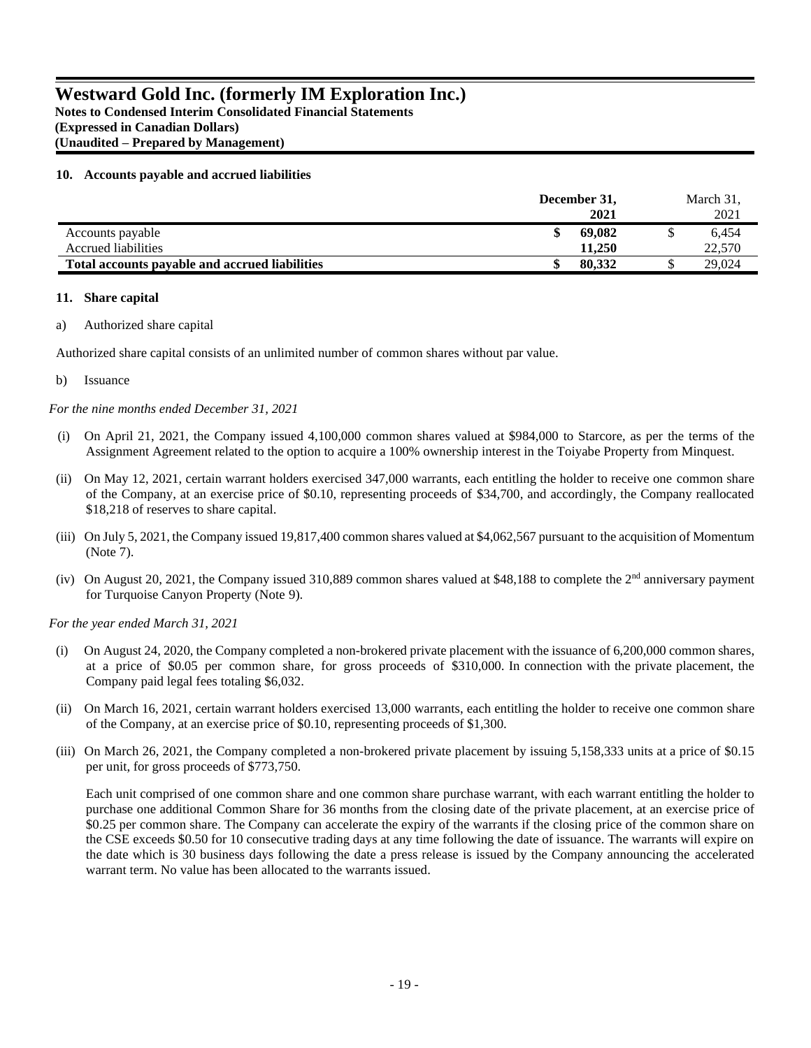## 10. Accounts payable and accrued liabilities

| | December 31, 2021 | March 31, 2021 |
|---|---|---|
| Accounts payable | $ 69,082 | $ 6,454 |
| Accrued liabilities | 11,250 | 22,570 |
| **Total accounts payable and accrued liabilities** | **$ 80,332** | $ 29,024 |

## 11. Share capital

a) Authorized share capital

Authorized share capital consists of an unlimited number of common shares without par value.

b) Issuance

*For the nine months ended December 31, 2021*

(i) On April 21, 2021, the Company issued 4,100,000 common shares valued at $984,000 to Starcore, as per the terms of the Assignment Agreement related to the option to acquire a 100% ownership interest in the Toiyabe Property from Minquest.

(ii) On May 12, 2021, certain warrant holders exercised 347,000 warrants, each entitling the holder to receive one common share of the Company, at an exercise price of $0.10, representing proceeds of $34,700, and accordingly, the Company reallocated $18,218 of reserves to share capital.

(iii) On July 5, 2021, the Company issued 19,817,400 common shares valued at $4,062,567 pursuant to the acquisition of Momentum (Note 7).

(iv) On August 20, 2021, the Company issued 310,889 common shares valued at $48,188 to complete the 2nd anniversary payment for Turquoise Canyon Property (Note 9).

*For the year ended March 31, 2021*

(i) On August 24, 2020, the Company completed a non-brokered private placement with the issuance of 6,200,000 common shares, at a price of $0.05 per common share, for gross proceeds of $310,000. In connection with the private placement, the Company paid legal fees totaling $6,032.

(ii) On March 16, 2021, certain warrant holders exercised 13,000 warrants, each entitling the holder to receive one common share of the Company, at an exercise price of $0.10, representing proceeds of $1,300.

(iii) On March 26, 2021, the Company completed a non-brokered private placement by issuing 5,158,333 units at a price of $0.15 per unit, for gross proceeds of $773,750.

Each unit comprised of one common share and one common share purchase warrant, with each warrant entitling the holder to purchase one additional Common Share for 36 months from the closing date of the private placement, at an exercise price of $0.25 per common share. The Company can accelerate the expiry of the warrants if the closing price of the common share on the CSE exceeds $0.50 for 10 consecutive trading days at any time following the date of issuance. The warrants will expire on the date which is 30 business days following the date a press release is issued by the Company announcing the accelerated warrant term. No value has been allocated to the warrants issued.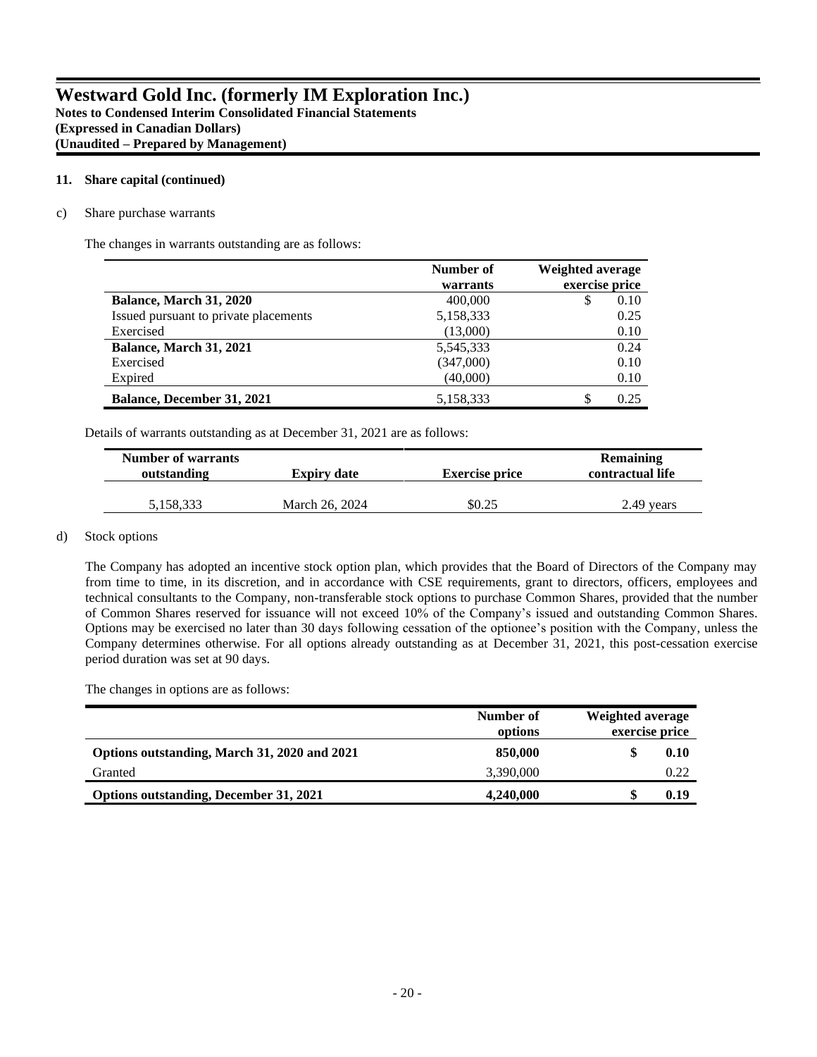**11. Share capital (continued)**

c) Share purchase warrants

The changes in warrants outstanding are as follows:

| | Number of warrants | Weighted average exercise price |
|---|---|---|
| **Balance, March 31, 2020** | 400,000 | $ 0.10 |
| Issued pursuant to private placements | 5,158,333 | 0.25 |
| Exercised | (13,000) | 0.10 |
| **Balance, March 31, 2021** | 5,545,333 | 0.24 |
| Exercised | (347,000) | 0.10 |
| Expired | (40,000) | 0.10 |
| **Balance, December 31, 2021** | 5,158,333 | $ 0.25 |

Details of warrants outstanding as at December 31, 2021 are as follows:

| Number of warrants outstanding | Expiry date | Exercise price | Remaining contractual life |
|---|---|---|---|
| 5,158,333 | March 26, 2024 | $0.25 | 2.49 years |

d) Stock options

The Company has adopted an incentive stock option plan, which provides that the Board of Directors of the Company may from time to time, in its discretion, and in accordance with CSE requirements, grant to directors, officers, employees and technical consultants to the Company, non-transferable stock options to purchase Common Shares, provided that the number of Common Shares reserved for issuance will not exceed 10% of the Company's issued and outstanding Common Shares. Options may be exercised no later than 30 days following cessation of the optionee's position with the Company, unless the Company determines otherwise. For all options already outstanding as at December 31, 2021, this post-cessation exercise period duration was set at 90 days.

The changes in options are as follows:

| | Number of options | Weighted average exercise price |
|---|---|---|
| **Options outstanding, March 31, 2020 and 2021** | **850,000** | **$ 0.10** |
| Granted | 3,390,000 | 0.22 |
| **Options outstanding, December 31, 2021** | **4,240,000** | **$ 0.19** |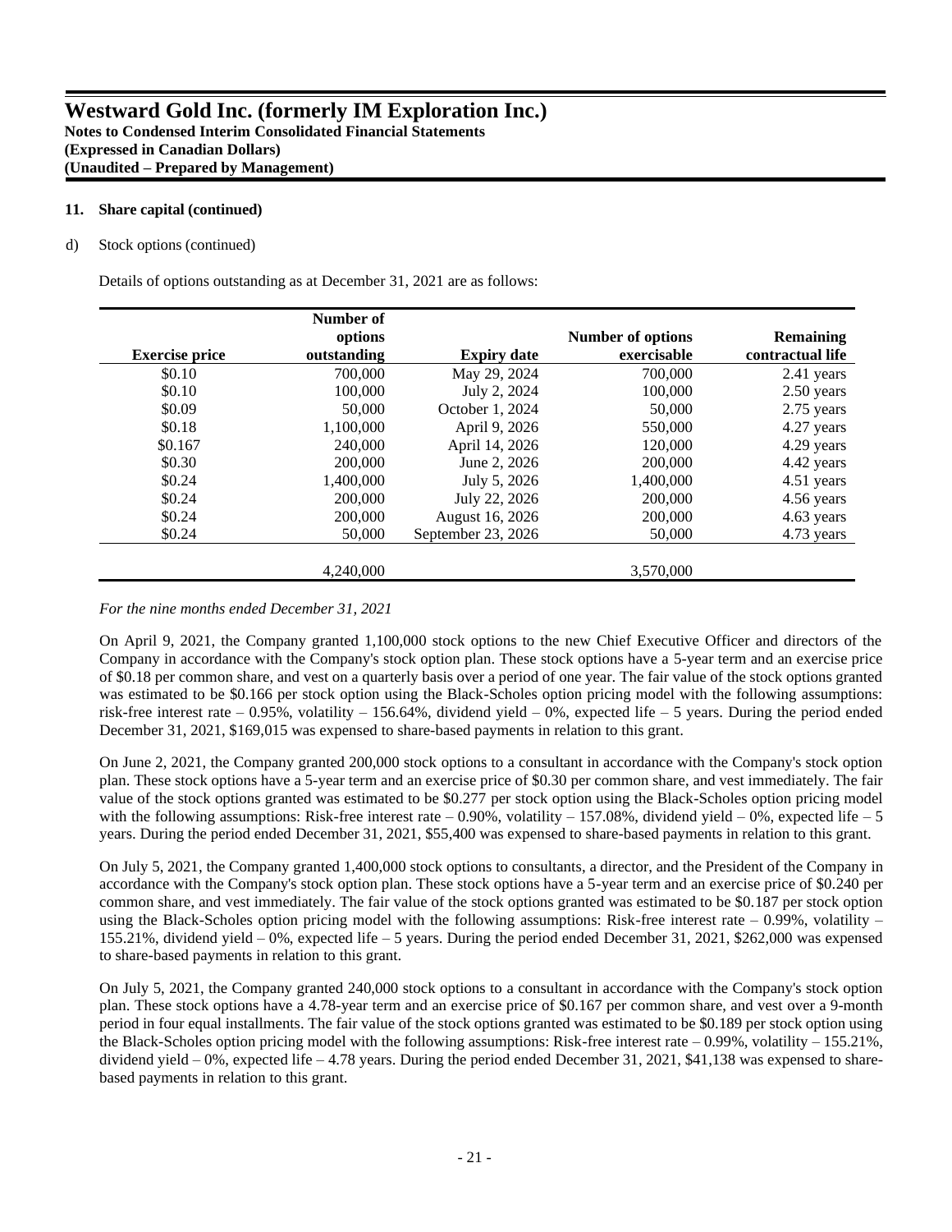### 11. Share capital (continued)

d) Stock options (continued)

Details of options outstanding as at December 31, 2021 are as follows:

| Exercise price | Number of options outstanding | Expiry date | Number of options exercisable | Remaining contractual life |
|---|---|---|---|---|
| $0.10 | 700,000 | May 29, 2024 | 700,000 | 2.41 years |
| $0.10 | 100,000 | July 2, 2024 | 100,000 | 2.50 years |
| $0.09 | 50,000 | October 1, 2024 | 50,000 | 2.75 years |
| $0.18 | 1,100,000 | April 9, 2026 | 550,000 | 4.27 years |
| $0.167 | 240,000 | April 14, 2026 | 120,000 | 4.29 years |
| $0.30 | 200,000 | June 2, 2026 | 200,000 | 4.42 years |
| $0.24 | 1,400,000 | July 5, 2026 | 1,400,000 | 4.51 years |
| $0.24 | 200,000 | July 22, 2026 | 200,000 | 4.56 years |
| $0.24 | 200,000 | August 16, 2026 | 200,000 | 4.63 years |
| $0.24 | 50,000 | September 23, 2026 | 50,000 | 4.73 years |
| | 4,240,000 | | 3,570,000 | |

*For the nine months ended December 31, 2021*

On April 9, 2021, the Company granted 1,100,000 stock options to the new Chief Executive Officer and directors of the Company in accordance with the Company's stock option plan. These stock options have a 5-year term and an exercise price of $0.18 per common share, and vest on a quarterly basis over a period of one year. The fair value of the stock options granted was estimated to be $0.166 per stock option using the Black-Scholes option pricing model with the following assumptions: risk-free interest rate – 0.95%, volatility – 156.64%, dividend yield – 0%, expected life – 5 years. During the period ended December 31, 2021, $169,015 was expensed to share-based payments in relation to this grant.

On June 2, 2021, the Company granted 200,000 stock options to a consultant in accordance with the Company's stock option plan. These stock options have a 5-year term and an exercise price of $0.30 per common share, and vest immediately. The fair value of the stock options granted was estimated to be $0.277 per stock option using the Black-Scholes option pricing model with the following assumptions: Risk-free interest rate – 0.90%, volatility – 157.08%, dividend yield – 0%, expected life – 5 years. During the period ended December 31, 2021, $55,400 was expensed to share-based payments in relation to this grant.

On July 5, 2021, the Company granted 1,400,000 stock options to consultants, a director, and the President of the Company in accordance with the Company's stock option plan. These stock options have a 5-year term and an exercise price of $0.240 per common share, and vest immediately. The fair value of the stock options granted was estimated to be $0.187 per stock option using the Black-Scholes option pricing model with the following assumptions: Risk-free interest rate – 0.99%, volatility – 155.21%, dividend yield – 0%, expected life – 5 years. During the period ended December 31, 2021, $262,000 was expensed to share-based payments in relation to this grant.

On July 5, 2021, the Company granted 240,000 stock options to a consultant in accordance with the Company's stock option plan. These stock options have a 4.78-year term and an exercise price of $0.167 per common share, and vest over a 9-month period in four equal installments. The fair value of the stock options granted was estimated to be $0.189 per stock option using the Black-Scholes option pricing model with the following assumptions: Risk-free interest rate – 0.99%, volatility – 155.21%, dividend yield – 0%, expected life – 4.78 years. During the period ended December 31, 2021, $41,138 was expensed to share-based payments in relation to this grant.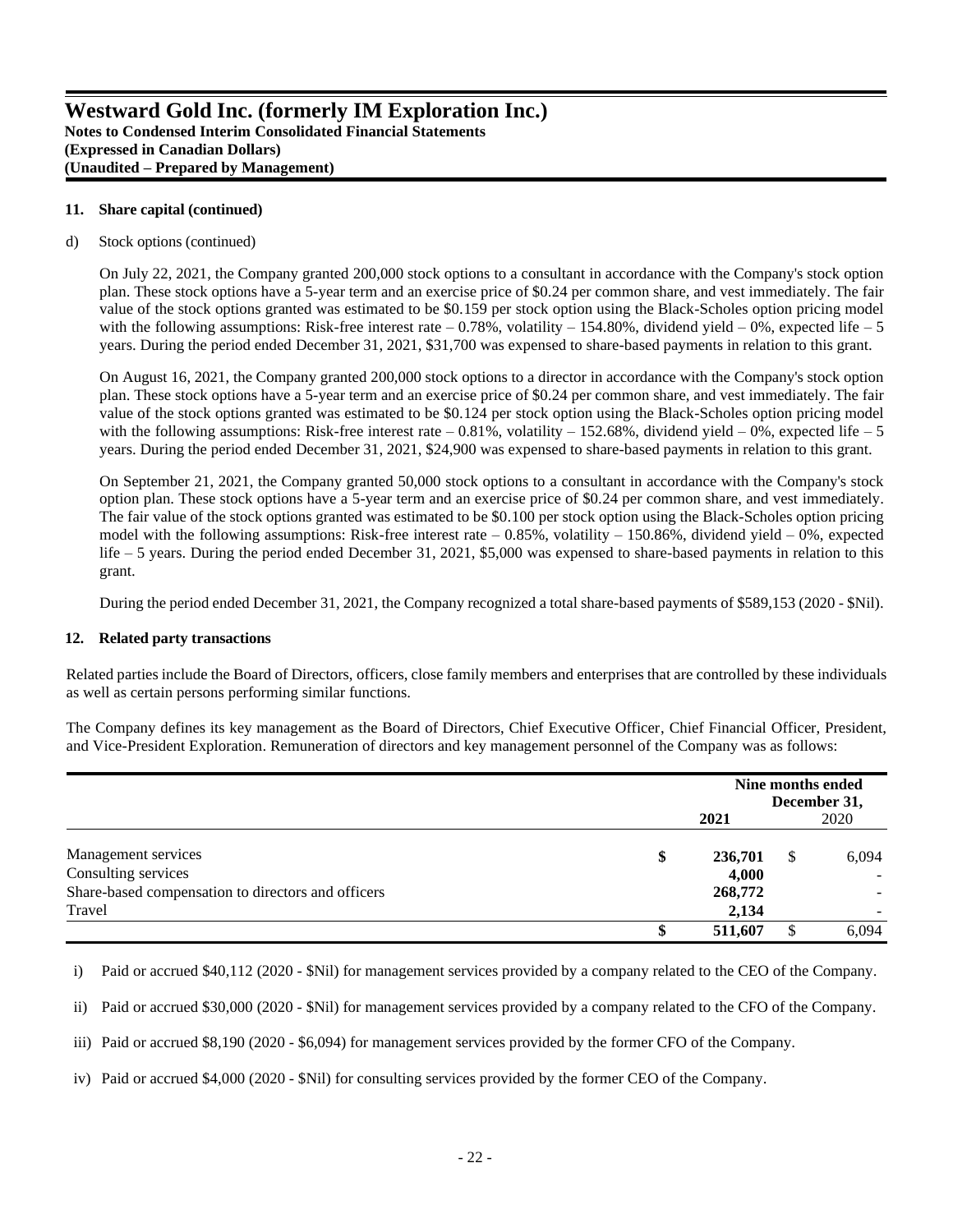**11. Share capital (continued)**

d) Stock options (continued)

On July 22, 2021, the Company granted 200,000 stock options to a consultant in accordance with the Company's stock option plan. These stock options have a 5-year term and an exercise price of $0.24 per common share, and vest immediately. The fair value of the stock options granted was estimated to be $0.159 per stock option using the Black-Scholes option pricing model with the following assumptions: Risk-free interest rate – 0.78%, volatility – 154.80%, dividend yield – 0%, expected life – 5 years. During the period ended December 31, 2021, $31,700 was expensed to share-based payments in relation to this grant.

On August 16, 2021, the Company granted 200,000 stock options to a director in accordance with the Company's stock option plan. These stock options have a 5-year term and an exercise price of $0.24 per common share, and vest immediately. The fair value of the stock options granted was estimated to be $0.124 per stock option using the Black-Scholes option pricing model with the following assumptions: Risk-free interest rate – 0.81%, volatility – 152.68%, dividend yield – 0%, expected life – 5 years. During the period ended December 31, 2021, $24,900 was expensed to share-based payments in relation to this grant.

On September 21, 2021, the Company granted 50,000 stock options to a consultant in accordance with the Company's stock option plan. These stock options have a 5-year term and an exercise price of $0.24 per common share, and vest immediately. The fair value of the stock options granted was estimated to be $0.100 per stock option using the Black-Scholes option pricing model with the following assumptions: Risk-free interest rate – 0.85%, volatility – 150.86%, dividend yield – 0%, expected life – 5 years. During the period ended December 31, 2021, $5,000 was expensed to share-based payments in relation to this grant.

During the period ended December 31, 2021, the Company recognized a total share-based payments of $589,153 (2020 - $Nil).

**12. Related party transactions**

Related parties include the Board of Directors, officers, close family members and enterprises that are controlled by these individuals as well as certain persons performing similar functions.

The Company defines its key management as the Board of Directors, Chief Executive Officer, Chief Financial Officer, President, and Vice-President Exploration. Remuneration of directors and key management personnel of the Company was as follows:

| | Nine months ended December 31, | |
|---|---|---|
| | **2021** | 2020 |
| Management services | **$ 236,701** | $ 6,094 |
| Consulting services | **4,000** | - |
| Share-based compensation to directors and officers | **268,772** | - |
| Travel | **2,134** | - |
| | **$ 511,607** | $ 6,094 |

i) Paid or accrued $40,112 (2020 - $Nil) for management services provided by a company related to the CEO of the Company.

ii) Paid or accrued $30,000 (2020 - $Nil) for management services provided by a company related to the CFO of the Company.

iii) Paid or accrued $8,190 (2020 - $6,094) for management services provided by the former CFO of the Company.

iv) Paid or accrued $4,000 (2020 - $Nil) for consulting services provided by the former CEO of the Company.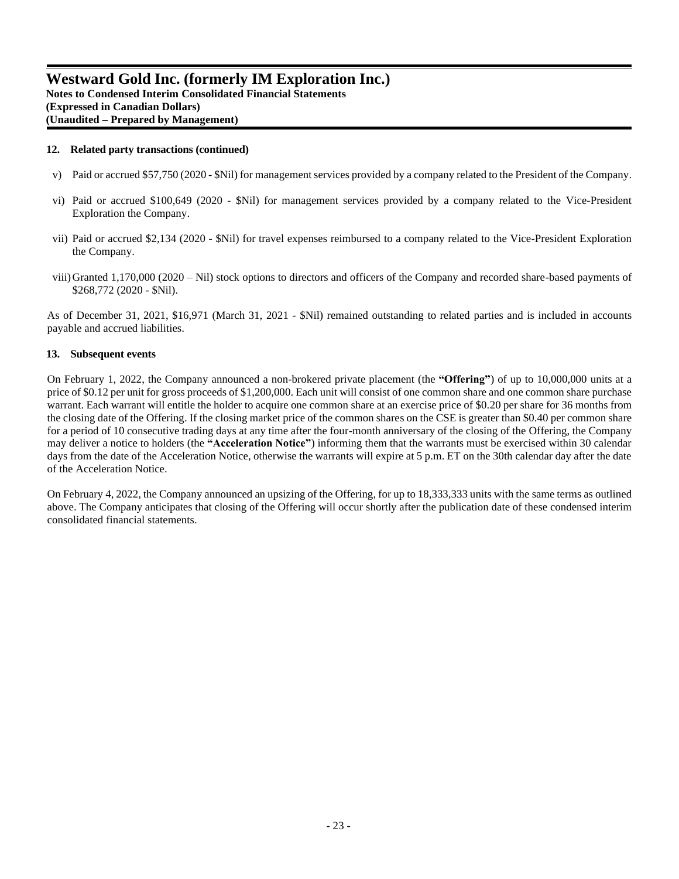## 12. Related party transactions (continued)

v) Paid or accrued $57,750 (2020 - $Nil) for management services provided by a company related to the President of the Company.

vi) Paid or accrued $100,649 (2020 - $Nil) for management services provided by a company related to the Vice-President Exploration the Company.

vii) Paid or accrued $2,134 (2020 - $Nil) for travel expenses reimbursed to a company related to the Vice-President Exploration the Company.

viii) Granted 1,170,000 (2020 – Nil) stock options to directors and officers of the Company and recorded share-based payments of $268,772 (2020 - $Nil).

As of December 31, 2021, $16,971 (March 31, 2021 - $Nil) remained outstanding to related parties and is included in accounts payable and accrued liabilities.

## 13. Subsequent events

On February 1, 2022, the Company announced a non-brokered private placement (the **"Offering"**) of up to 10,000,000 units at a price of $0.12 per unit for gross proceeds of $1,200,000. Each unit will consist of one common share and one common share purchase warrant. Each warrant will entitle the holder to acquire one common share at an exercise price of $0.20 per share for 36 months from the closing date of the Offering. If the closing market price of the common shares on the CSE is greater than $0.40 per common share for a period of 10 consecutive trading days at any time after the four-month anniversary of the closing of the Offering, the Company may deliver a notice to holders (the **"Acceleration Notice"**) informing them that the warrants must be exercised within 30 calendar days from the date of the Acceleration Notice, otherwise the warrants will expire at 5 p.m. ET on the 30th calendar day after the date of the Acceleration Notice.

On February 4, 2022, the Company announced an upsizing of the Offering, for up to 18,333,333 units with the same terms as outlined above. The Company anticipates that closing of the Offering will occur shortly after the publication date of these condensed interim consolidated financial statements.